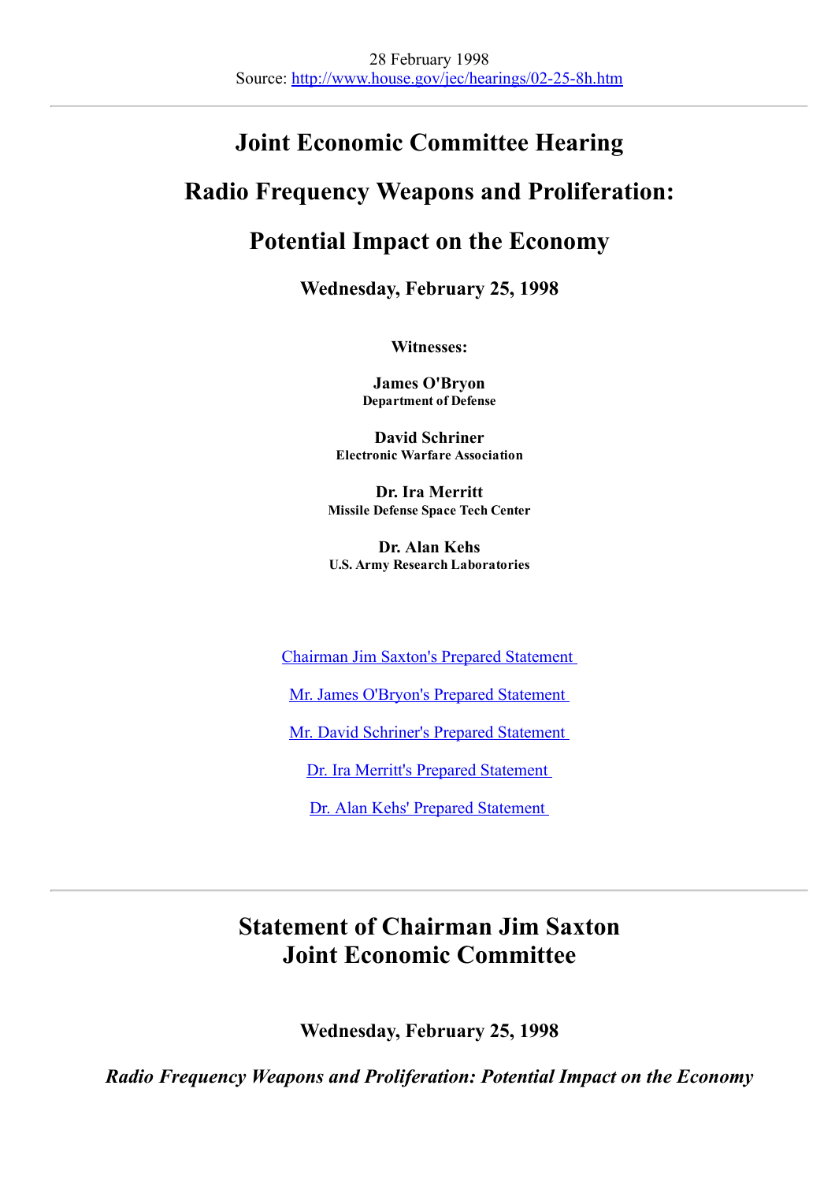28 February 1998
Source: [http://www.house.gov/jec/hearings/02-25-8h.htm](http://www.house.gov/jec/hearings/02-25-8h.htm)

---

# Joint Economic Committee Hearing

# Radio Frequency Weapons and Proliferation:

# Potential Impact on the Economy

### Wednesday, February 25, 1998

**Witnesses:**

**James O'Bryon**
**Department of Defense**

**David Schriner**
**Electronic Warfare Association**

**Dr. Ira Merritt**
**Missile Defense Space Tech Center**

**Dr. Alan Kehs**
**U.S. Army Research Laboratories**

Chairman Jim Saxton's Prepared Statement

Mr. James O'Bryon's Prepared Statement

Mr. David Schriner's Prepared Statement

Dr. Ira Merritt's Prepared Statement

Dr. Alan Kehs' Prepared Statement

---

# Statement of Chairman Jim Saxton
# Joint Economic Committee

### Wednesday, February 25, 1998

***Radio Frequency Weapons and Proliferation: Potential Impact on the Economy***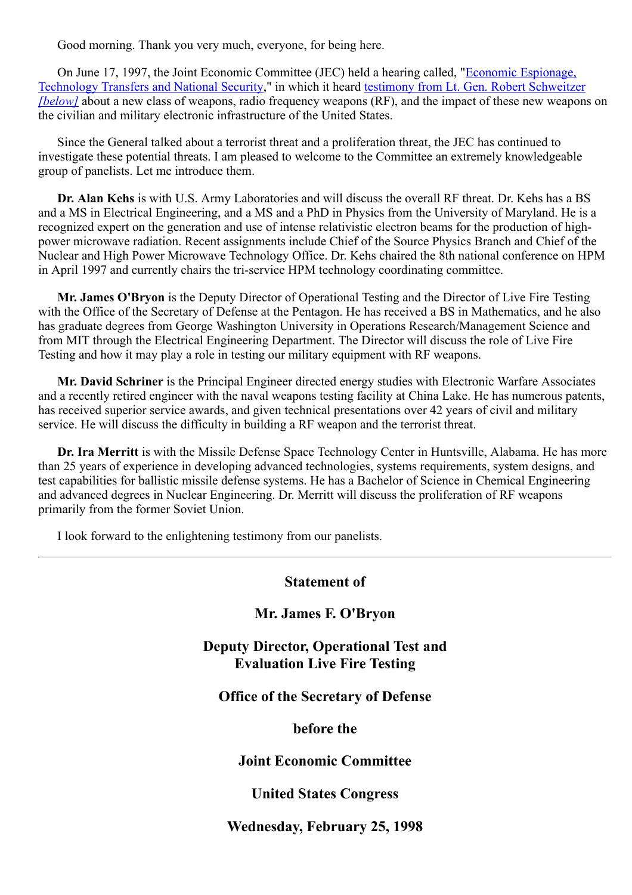Good morning. Thank you very much, everyone, for being here.

On June 17, 1997, the Joint Economic Committee (JEC) held a hearing called, "Economic Espionage, Technology Transfers and National Security," in which it heard testimony from Lt. Gen. Robert Schweitzer *[below]* about a new class of weapons, radio frequency weapons (RF), and the impact of these new weapons on the civilian and military electronic infrastructure of the United States.

Since the General talked about a terrorist threat and a proliferation threat, the JEC has continued to investigate these potential threats. I am pleased to welcome to the Committee an extremely knowledgeable group of panelists. Let me introduce them.

**Dr. Alan Kehs** is with U.S. Army Laboratories and will discuss the overall RF threat. Dr. Kehs has a BS and a MS in Electrical Engineering, and a MS and a PhD in Physics from the University of Maryland. He is a recognized expert on the generation and use of intense relativistic electron beams for the production of high-power microwave radiation. Recent assignments include Chief of the Source Physics Branch and Chief of the Nuclear and High Power Microwave Technology Office. Dr. Kehs chaired the 8th national conference on HPM in April 1997 and currently chairs the tri-service HPM technology coordinating committee.

**Mr. James O'Bryon** is the Deputy Director of Operational Testing and the Director of Live Fire Testing with the Office of the Secretary of Defense at the Pentagon. He has received a BS in Mathematics, and he also has graduate degrees from George Washington University in Operations Research/Management Science and from MIT through the Electrical Engineering Department. The Director will discuss the role of Live Fire Testing and how it may play a role in testing our military equipment with RF weapons.

**Mr. David Schriner** is the Principal Engineer directed energy studies with Electronic Warfare Associates and a recently retired engineer with the naval weapons testing facility at China Lake. He has numerous patents, has received superior service awards, and given technical presentations over 42 years of civil and military service. He will discuss the difficulty in building a RF weapon and the terrorist threat.

**Dr. Ira Merritt** is with the Missile Defense Space Technology Center in Huntsville, Alabama. He has more than 25 years of experience in developing advanced technologies, systems requirements, system designs, and test capabilities for ballistic missile defense systems. He has a Bachelor of Science in Chemical Engineering and advanced degrees in Nuclear Engineering. Dr. Merritt will discuss the proliferation of RF weapons primarily from the former Soviet Union.

I look forward to the enlightening testimony from our panelists.

---

## Statement of

## Mr. James F. O'Bryon

## Deputy Director, Operational Test and Evaluation Live Fire Testing

## Office of the Secretary of Defense

## before the

## Joint Economic Committee

## United States Congress

## Wednesday, February 25, 1998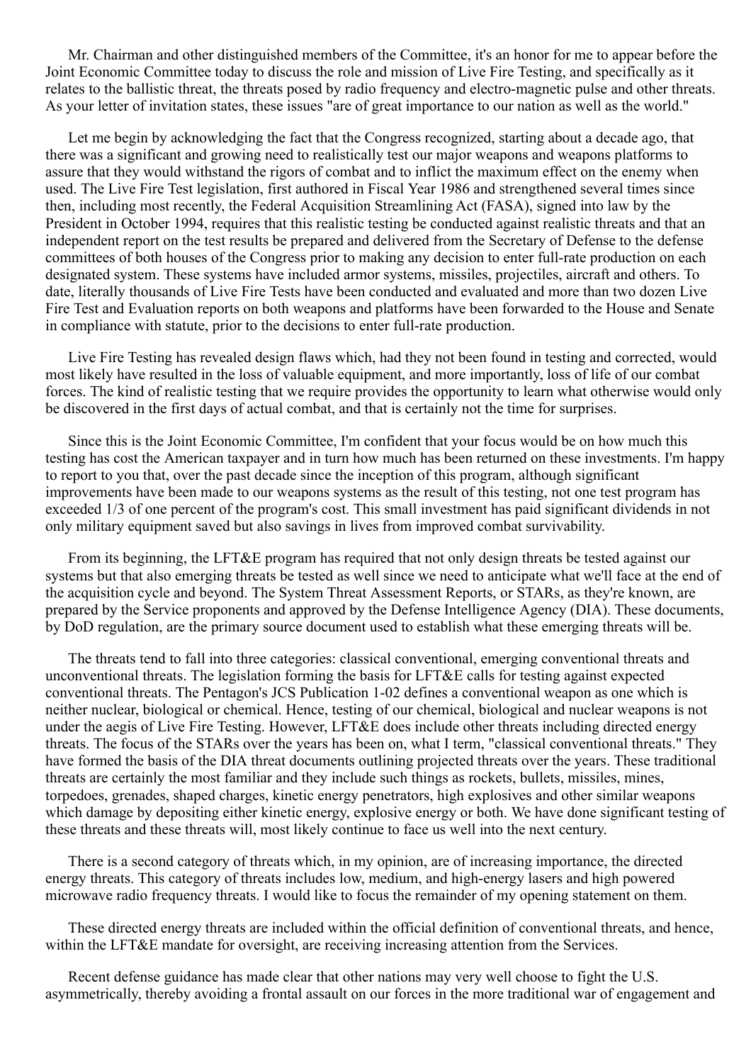Mr. Chairman and other distinguished members of the Committee, it's an honor for me to appear before the Joint Economic Committee today to discuss the role and mission of Live Fire Testing, and specifically as it relates to the ballistic threat, the threats posed by radio frequency and electro-magnetic pulse and other threats. As your letter of invitation states, these issues "are of great importance to our nation as well as the world."

Let me begin by acknowledging the fact that the Congress recognized, starting about a decade ago, that there was a significant and growing need to realistically test our major weapons and weapons platforms to assure that they would withstand the rigors of combat and to inflict the maximum effect on the enemy when used. The Live Fire Test legislation, first authored in Fiscal Year 1986 and strengthened several times since then, including most recently, the Federal Acquisition Streamlining Act (FASA), signed into law by the President in October 1994, requires that this realistic testing be conducted against realistic threats and that an independent report on the test results be prepared and delivered from the Secretary of Defense to the defense committees of both houses of the Congress prior to making any decision to enter full-rate production on each designated system. These systems have included armor systems, missiles, projectiles, aircraft and others. To date, literally thousands of Live Fire Tests have been conducted and evaluated and more than two dozen Live Fire Test and Evaluation reports on both weapons and platforms have been forwarded to the House and Senate in compliance with statute, prior to the decisions to enter full-rate production.

Live Fire Testing has revealed design flaws which, had they not been found in testing and corrected, would most likely have resulted in the loss of valuable equipment, and more importantly, loss of life of our combat forces. The kind of realistic testing that we require provides the opportunity to learn what otherwise would only be discovered in the first days of actual combat, and that is certainly not the time for surprises.

Since this is the Joint Economic Committee, I'm confident that your focus would be on how much this testing has cost the American taxpayer and in turn how much has been returned on these investments. I'm happy to report to you that, over the past decade since the inception of this program, although significant improvements have been made to our weapons systems as the result of this testing, not one test program has exceeded 1/3 of one percent of the program's cost. This small investment has paid significant dividends in not only military equipment saved but also savings in lives from improved combat survivability.

From its beginning, the LFT&E program has required that not only design threats be tested against our systems but that also emerging threats be tested as well since we need to anticipate what we'll face at the end of the acquisition cycle and beyond. The System Threat Assessment Reports, or STARs, as they're known, are prepared by the Service proponents and approved by the Defense Intelligence Agency (DIA). These documents, by DoD regulation, are the primary source document used to establish what these emerging threats will be.

The threats tend to fall into three categories: classical conventional, emerging conventional threats and unconventional threats. The legislation forming the basis for LFT&E calls for testing against expected conventional threats. The Pentagon's JCS Publication 1-02 defines a conventional weapon as one which is neither nuclear, biological or chemical. Hence, testing of our chemical, biological and nuclear weapons is not under the aegis of Live Fire Testing. However, LFT&E does include other threats including directed energy threats. The focus of the STARs over the years has been on, what I term, "classical conventional threats." They have formed the basis of the DIA threat documents outlining projected threats over the years. These traditional threats are certainly the most familiar and they include such things as rockets, bullets, missiles, mines, torpedoes, grenades, shaped charges, kinetic energy penetrators, high explosives and other similar weapons which damage by depositing either kinetic energy, explosive energy or both. We have done significant testing of these threats and these threats will, most likely continue to face us well into the next century.

There is a second category of threats which, in my opinion, are of increasing importance, the directed energy threats. This category of threats includes low, medium, and high-energy lasers and high powered microwave radio frequency threats. I would like to focus the remainder of my opening statement on them.

These directed energy threats are included within the official definition of conventional threats, and hence, within the LFT&E mandate for oversight, are receiving increasing attention from the Services.

Recent defense guidance has made clear that other nations may very well choose to fight the U.S. asymmetrically, thereby avoiding a frontal assault on our forces in the more traditional war of engagement and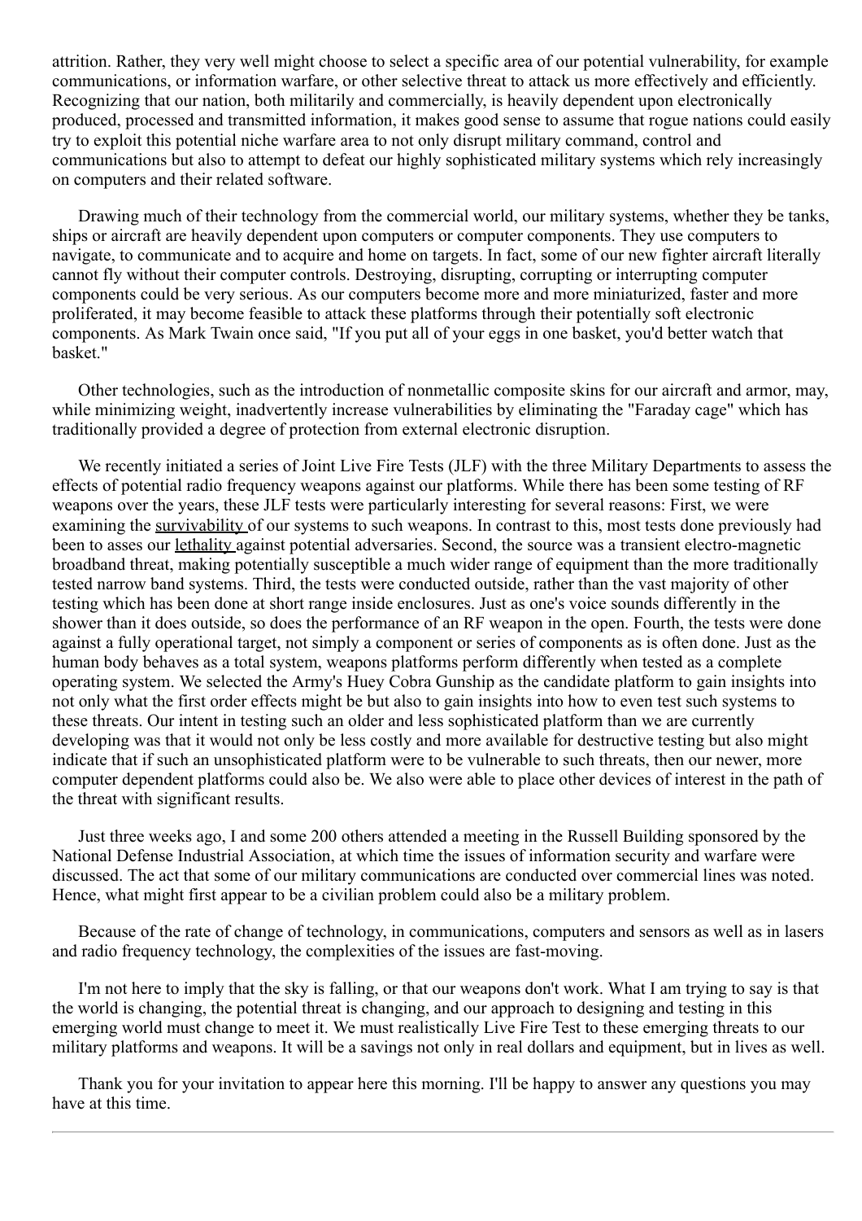attrition. Rather, they very well might choose to select a specific area of our potential vulnerability, for example communications, or information warfare, or other selective threat to attack us more effectively and efficiently. Recognizing that our nation, both militarily and commercially, is heavily dependent upon electronically produced, processed and transmitted information, it makes good sense to assume that rogue nations could easily try to exploit this potential niche warfare area to not only disrupt military command, control and communications but also to attempt to defeat our highly sophisticated military systems which rely increasingly on computers and their related software.

Drawing much of their technology from the commercial world, our military systems, whether they be tanks, ships or aircraft are heavily dependent upon computers or computer components. They use computers to navigate, to communicate and to acquire and home on targets. In fact, some of our new fighter aircraft literally cannot fly without their computer controls. Destroying, disrupting, corrupting or interrupting computer components could be very serious. As our computers become more and more miniaturized, faster and more proliferated, it may become feasible to attack these platforms through their potentially soft electronic components. As Mark Twain once said, "If you put all of your eggs in one basket, you'd better watch that basket."

Other technologies, such as the introduction of nonmetallic composite skins for our aircraft and armor, may, while minimizing weight, inadvertently increase vulnerabilities by eliminating the "Faraday cage" which has traditionally provided a degree of protection from external electronic disruption.

We recently initiated a series of Joint Live Fire Tests (JLF) with the three Military Departments to assess the effects of potential radio frequency weapons against our platforms. While there has been some testing of RF weapons over the years, these JLF tests were particularly interesting for several reasons: First, we were examining the <u>survivability</u> of our systems to such weapons. In contrast to this, most tests done previously had been to asses our <u>lethality</u> against potential adversaries. Second, the source was a transient electro-magnetic broadband threat, making potentially susceptible a much wider range of equipment than the more traditionally tested narrow band systems. Third, the tests were conducted outside, rather than the vast majority of other testing which has been done at short range inside enclosures. Just as one's voice sounds differently in the shower than it does outside, so does the performance of an RF weapon in the open. Fourth, the tests were done against a fully operational target, not simply a component or series of components as is often done. Just as the human body behaves as a total system, weapons platforms perform differently when tested as a complete operating system. We selected the Army's Huey Cobra Gunship as the candidate platform to gain insights into not only what the first order effects might be but also to gain insights into how to even test such systems to these threats. Our intent in testing such an older and less sophisticated platform than we are currently developing was that it would not only be less costly and more available for destructive testing but also might indicate that if such an unsophisticated platform were to be vulnerable to such threats, then our newer, more computer dependent platforms could also be. We also were able to place other devices of interest in the path of the threat with significant results.

Just three weeks ago, I and some 200 others attended a meeting in the Russell Building sponsored by the National Defense Industrial Association, at which time the issues of information security and warfare were discussed. The act that some of our military communications are conducted over commercial lines was noted. Hence, what might first appear to be a civilian problem could also be a military problem.

Because of the rate of change of technology, in communications, computers and sensors as well as in lasers and radio frequency technology, the complexities of the issues are fast-moving.

I'm not here to imply that the sky is falling, or that our weapons don't work. What I am trying to say is that the world is changing, the potential threat is changing, and our approach to designing and testing in this emerging world must change to meet it. We must realistically Live Fire Test to these emerging threats to our military platforms and weapons. It will be a savings not only in real dollars and equipment, but in lives as well.

Thank you for your invitation to appear here this morning. I'll be happy to answer any questions you may have at this time.

---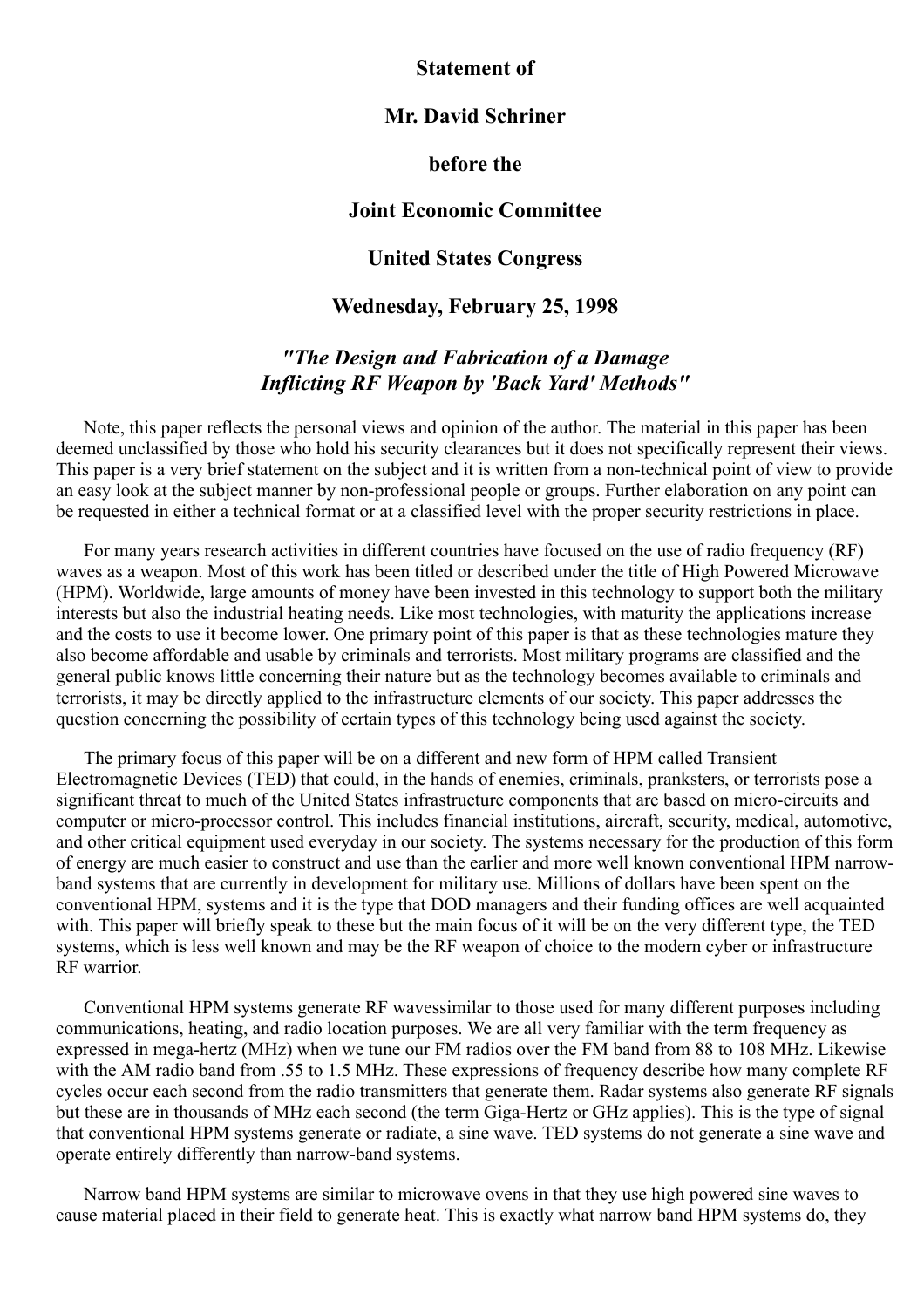**Statement of**

**Mr. David Schriner**

**before the**

**Joint Economic Committee**

**United States Congress**

**Wednesday, February 25, 1998**

## *"The Design and Fabrication of a Damage Inflicting RF Weapon by 'Back Yard' Methods"*

Note, this paper reflects the personal views and opinion of the author. The material in this paper has been deemed unclassified by those who hold his security clearances but it does not specifically represent their views. This paper is a very brief statement on the subject and it is written from a non-technical point of view to provide an easy look at the subject manner by non-professional people or groups. Further elaboration on any point can be requested in either a technical format or at a classified level with the proper security restrictions in place.

For many years research activities in different countries have focused on the use of radio frequency (RF) waves as a weapon. Most of this work has been titled or described under the title of High Powered Microwave (HPM). Worldwide, large amounts of money have been invested in this technology to support both the military interests but also the industrial heating needs. Like most technologies, with maturity the applications increase and the costs to use it become lower. One primary point of this paper is that as these technologies mature they also become affordable and usable by criminals and terrorists. Most military programs are classified and the general public knows little concerning their nature but as the technology becomes available to criminals and terrorists, it may be directly applied to the infrastructure elements of our society. This paper addresses the question concerning the possibility of certain types of this technology being used against the society.

The primary focus of this paper will be on a different and new form of HPM called Transient Electromagnetic Devices (TED) that could, in the hands of enemies, criminals, pranksters, or terrorists pose a significant threat to much of the United States infrastructure components that are based on micro-circuits and computer or micro-processor control. This includes financial institutions, aircraft, security, medical, automotive, and other critical equipment used everyday in our society. The systems necessary for the production of this form of energy are much easier to construct and use than the earlier and more well known conventional HPM narrow-band systems that are currently in development for military use. Millions of dollars have been spent on the conventional HPM, systems and it is the type that DOD managers and their funding offices are well acquainted with. This paper will briefly speak to these but the main focus of it will be on the very different type, the TED systems, which is less well known and may be the RF weapon of choice to the modern cyber or infrastructure RF warrior.

Conventional HPM systems generate RF wavessimilar to those used for many different purposes including communications, heating, and radio location purposes. We are all very familiar with the term frequency as expressed in mega-hertz (MHz) when we tune our FM radios over the FM band from 88 to 108 MHz. Likewise with the AM radio band from .55 to 1.5 MHz. These expressions of frequency describe how many complete RF cycles occur each second from the radio transmitters that generate them. Radar systems also generate RF signals but these are in thousands of MHz each second (the term Giga-Hertz or GHz applies). This is the type of signal that conventional HPM systems generate or radiate, a sine wave. TED systems do not generate a sine wave and operate entirely differently than narrow-band systems.

Narrow band HPM systems are similar to microwave ovens in that they use high powered sine waves to cause material placed in their field to generate heat. This is exactly what narrow band HPM systems do, they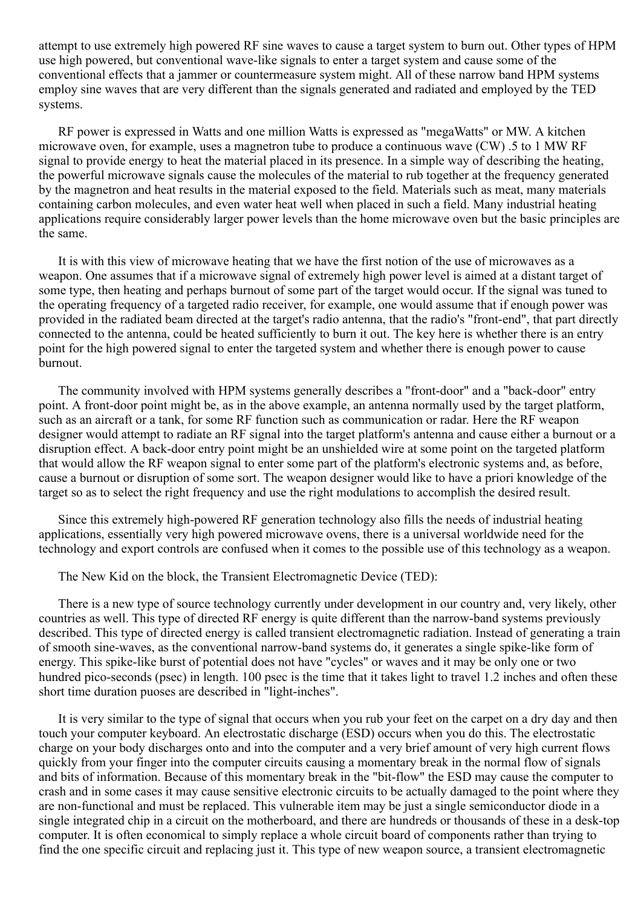attempt to use extremely high powered RF sine waves to cause a target system to burn out. Other types of HPM use high powered, but conventional wave-like signals to enter a target system and cause some of the conventional effects that a jammer or countermeasure system might. All of these narrow band HPM systems employ sine waves that are very different than the signals generated and radiated and employed by the TED systems.

RF power is expressed in Watts and one million Watts is expressed as "megaWatts" or MW. A kitchen microwave oven, for example, uses a magnetron tube to produce a continuous wave (CW) .5 to 1 MW RF signal to provide energy to heat the material placed in its presence. In a simple way of describing the heating, the powerful microwave signals cause the molecules of the material to rub together at the frequency generated by the magnetron and heat results in the material exposed to the field. Materials such as meat, many materials containing carbon molecules, and even water heat well when placed in such a field. Many industrial heating applications require considerably larger power levels than the home microwave oven but the basic principles are the same.

It is with this view of microwave heating that we have the first notion of the use of microwaves as a weapon. One assumes that if a microwave signal of extremely high power level is aimed at a distant target of some type, then heating and perhaps burnout of some part of the target would occur. If the signal was tuned to the operating frequency of a targeted radio receiver, for example, one would assume that if enough power was provided in the radiated beam directed at the target's radio antenna, that the radio's "front-end", that part directly connected to the antenna, could be heated sufficiently to burn it out. The key here is whether there is an entry point for the high powered signal to enter the targeted system and whether there is enough power to cause burnout.

The community involved with HPM systems generally describes a "front-door" and a "back-door" entry point. A front-door point might be, as in the above example, an antenna normally used by the target platform, such as an aircraft or a tank, for some RF function such as communication or radar. Here the RF weapon designer would attempt to radiate an RF signal into the target platform's antenna and cause either a burnout or a disruption effect. A back-door entry point might be an unshielded wire at some point on the targeted platform that would allow the RF weapon signal to enter some part of the platform's electronic systems and, as before, cause a burnout or disruption of some sort. The weapon designer would like to have a priori knowledge of the target so as to select the right frequency and use the right modulations to accomplish the desired result.

Since this extremely high-powered RF generation technology also fills the needs of industrial heating applications, essentially very high powered microwave ovens, there is a universal worldwide need for the technology and export controls are confused when it comes to the possible use of this technology as a weapon.

The New Kid on the block, the Transient Electromagnetic Device (TED):

There is a new type of source technology currently under development in our country and, very likely, other countries as well. This type of directed RF energy is quite different than the narrow-band systems previously described. This type of directed energy is called transient electromagnetic radiation. Instead of generating a train of smooth sine-waves, as the conventional narrow-band systems do, it generates a single spike-like form of energy. This spike-like burst of potential does not have "cycles" or waves and it may be only one or two hundred pico-seconds (psec) in length. 100 psec is the time that it takes light to travel 1.2 inches and often these short time duration puoses are described in "light-inches".

It is very similar to the type of signal that occurs when you rub your feet on the carpet on a dry day and then touch your computer keyboard. An electrostatic discharge (ESD) occurs when you do this. The electrostatic charge on your body discharges onto and into the computer and a very brief amount of very high current flows quickly from your finger into the computer circuits causing a momentary break in the normal flow of signals and bits of information. Because of this momentary break in the "bit-flow" the ESD may cause the computer to crash and in some cases it may cause sensitive electronic circuits to be actually damaged to the point where they are non-functional and must be replaced. This vulnerable item may be just a single semiconductor diode in a single integrated chip in a circuit on the motherboard, and there are hundreds or thousands of these in a desk-top computer. It is often economical to simply replace a whole circuit board of components rather than trying to find the one specific circuit and replacing just it. This type of new weapon source, a transient electromagnetic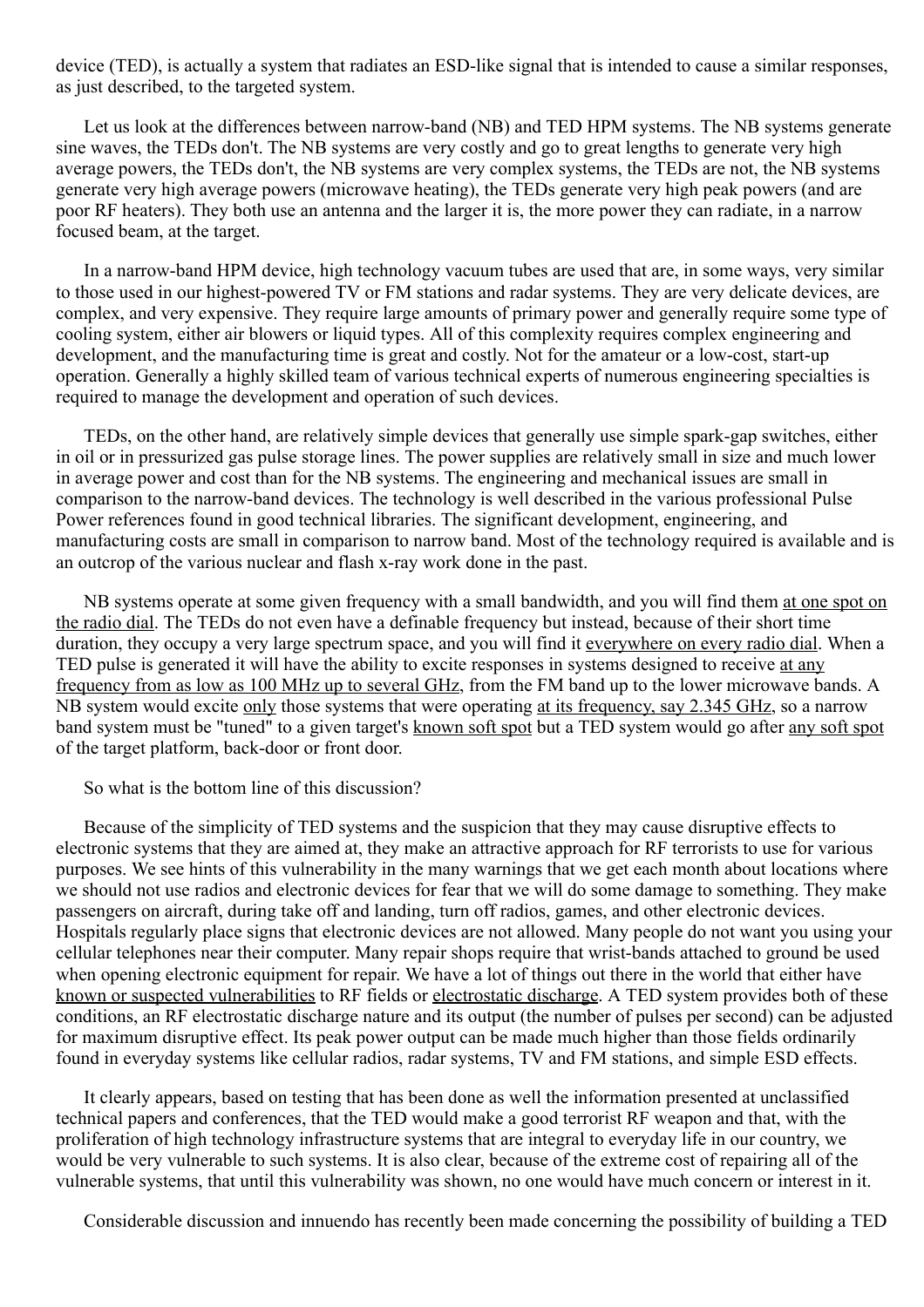device (TED), is actually a system that radiates an ESD-like signal that is intended to cause a similar responses, as just described, to the targeted system.

Let us look at the differences between narrow-band (NB) and TED HPM systems. The NB systems generate sine waves, the TEDs don't. The NB systems are very costly and go to great lengths to generate very high average powers, the TEDs don't, the NB systems are very complex systems, the TEDs are not, the NB systems generate very high average powers (microwave heating), the TEDs generate very high peak powers (and are poor RF heaters). They both use an antenna and the larger it is, the more power they can radiate, in a narrow focused beam, at the target.

In a narrow-band HPM device, high technology vacuum tubes are used that are, in some ways, very similar to those used in our highest-powered TV or FM stations and radar systems. They are very delicate devices, are complex, and very expensive. They require large amounts of primary power and generally require some type of cooling system, either air blowers or liquid types. All of this complexity requires complex engineering and development, and the manufacturing time is great and costly. Not for the amateur or a low-cost, start-up operation. Generally a highly skilled team of various technical experts of numerous engineering specialties is required to manage the development and operation of such devices.

TEDs, on the other hand, are relatively simple devices that generally use simple spark-gap switches, either in oil or in pressurized gas pulse storage lines. The power supplies are relatively small in size and much lower in average power and cost than for the NB systems. The engineering and mechanical issues are small in comparison to the narrow-band devices. The technology is well described in the various professional Pulse Power references found in good technical libraries. The significant development, engineering, and manufacturing costs are small in comparison to narrow band. Most of the technology required is available and is an outcrop of the various nuclear and flash x-ray work done in the past.

NB systems operate at some given frequency with a small bandwidth, and you will find them <u>at one spot on the radio dial</u>. The TEDs do not even have a definable frequency but instead, because of their short time duration, they occupy a very large spectrum space, and you will find it <u>everywhere on every radio dial</u>. When a TED pulse is generated it will have the ability to excite responses in systems designed to receive <u>at any frequency from as low as 100 MHz up to several GHz</u>, from the FM band up to the lower microwave bands. A NB system would excite <u>only</u> those systems that were operating <u>at its frequency, say 2.345 GHz</u>, so a narrow band system must be "tuned" to a given target's <u>known soft spot</u> but a TED system would go after <u>any soft spot</u> of the target platform, back-door or front door.

So what is the bottom line of this discussion?

Because of the simplicity of TED systems and the suspicion that they may cause disruptive effects to electronic systems that they are aimed at, they make an attractive approach for RF terrorists to use for various purposes. We see hints of this vulnerability in the many warnings that we get each month about locations where we should not use radios and electronic devices for fear that we will do some damage to something. They make passengers on aircraft, during take off and landing, turn off radios, games, and other electronic devices. Hospitals regularly place signs that electronic devices are not allowed. Many people do not want you using your cellular telephones near their computer. Many repair shops require that wrist-bands attached to ground be used when opening electronic equipment for repair. We have a lot of things out there in the world that either have <u>known or suspected vulnerabilities</u> to RF fields or <u>electrostatic discharge</u>. A TED system provides both of these conditions, an RF electrostatic discharge nature and its output (the number of pulses per second) can be adjusted for maximum disruptive effect. Its peak power output can be made much higher than those fields ordinarily found in everyday systems like cellular radios, radar systems, TV and FM stations, and simple ESD effects.

It clearly appears, based on testing that has been done as well the information presented at unclassified technical papers and conferences, that the TED would make a good terrorist RF weapon and that, with the proliferation of high technology infrastructure systems that are integral to everyday life in our country, we would be very vulnerable to such systems. It is also clear, because of the extreme cost of repairing all of the vulnerable systems, that until this vulnerability was shown, no one would have much concern or interest in it.

Considerable discussion and innuendo has recently been made concerning the possibility of building a TED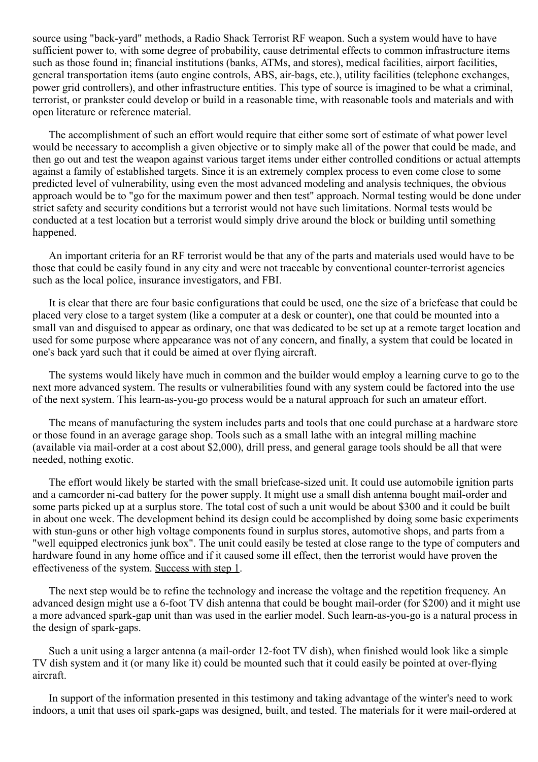source using "back-yard" methods, a Radio Shack Terrorist RF weapon. Such a system would have to have sufficient power to, with some degree of probability, cause detrimental effects to common infrastructure items such as those found in; financial institutions (banks, ATMs, and stores), medical facilities, airport facilities, general transportation items (auto engine controls, ABS, air-bags, etc.), utility facilities (telephone exchanges, power grid controllers), and other infrastructure entities. This type of source is imagined to be what a criminal, terrorist, or prankster could develop or build in a reasonable time, with reasonable tools and materials and with open literature or reference material.

The accomplishment of such an effort would require that either some sort of estimate of what power level would be necessary to accomplish a given objective or to simply make all of the power that could be made, and then go out and test the weapon against various target items under either controlled conditions or actual attempts against a family of established targets. Since it is an extremely complex process to even come close to some predicted level of vulnerability, using even the most advanced modeling and analysis techniques, the obvious approach would be to "go for the maximum power and then test" approach. Normal testing would be done under strict safety and security conditions but a terrorist would not have such limitations. Normal tests would be conducted at a test location but a terrorist would simply drive around the block or building until something happened.

An important criteria for an RF terrorist would be that any of the parts and materials used would have to be those that could be easily found in any city and were not traceable by conventional counter-terrorist agencies such as the local police, insurance investigators, and FBI.

It is clear that there are four basic configurations that could be used, one the size of a briefcase that could be placed very close to a target system (like a computer at a desk or counter), one that could be mounted into a small van and disguised to appear as ordinary, one that was dedicated to be set up at a remote target location and used for some purpose where appearance was not of any concern, and finally, a system that could be located in one's back yard such that it could be aimed at over flying aircraft.

The systems would likely have much in common and the builder would employ a learning curve to go to the next more advanced system. The results or vulnerabilities found with any system could be factored into the use of the next system. This learn-as-you-go process would be a natural approach for such an amateur effort.

The means of manufacturing the system includes parts and tools that one could purchase at a hardware store or those found in an average garage shop. Tools such as a small lathe with an integral milling machine (available via mail-order at a cost about $2,000), drill press, and general garage tools should be all that were needed, nothing exotic.

The effort would likely be started with the small briefcase-sized unit. It could use automobile ignition parts and a camcorder ni-cad battery for the power supply. It might use a small dish antenna bought mail-order and some parts picked up at a surplus store. The total cost of such a unit would be about $300 and it could be built in about one week. The development behind its design could be accomplished by doing some basic experiments with stun-guns or other high voltage components found in surplus stores, automotive shops, and parts from a "well equipped electronics junk box". The unit could easily be tested at close range to the type of computers and hardware found in any home office and if it caused some ill effect, then the terrorist would have proven the effectiveness of the system. Success with step 1.

The next step would be to refine the technology and increase the voltage and the repetition frequency. An advanced design might use a 6-foot TV dish antenna that could be bought mail-order (for $200) and it might use a more advanced spark-gap unit than was used in the earlier model. Such learn-as-you-go is a natural process in the design of spark-gaps.

Such a unit using a larger antenna (a mail-order 12-foot TV dish), when finished would look like a simple TV dish system and it (or many like it) could be mounted such that it could easily be pointed at over-flying aircraft.

In support of the information presented in this testimony and taking advantage of the winter's need to work indoors, a unit that uses oil spark-gaps was designed, built, and tested. The materials for it were mail-ordered at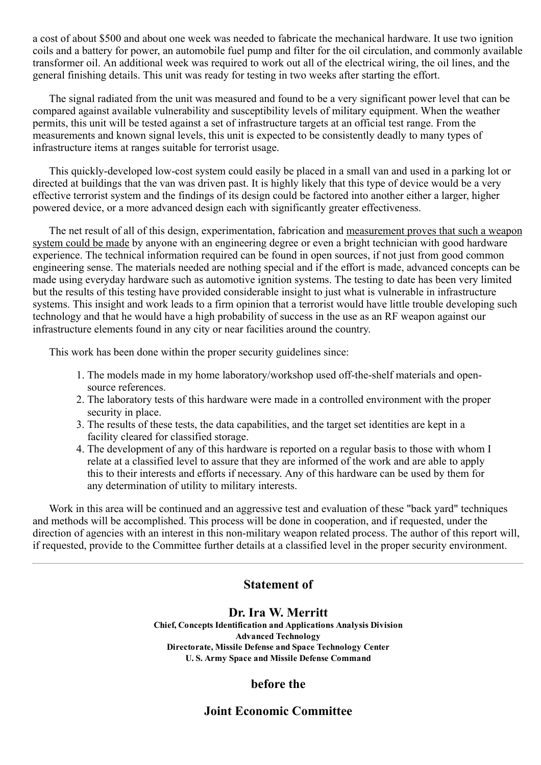a cost of about $500 and about one week was needed to fabricate the mechanical hardware. It use two ignition coils and a battery for power, an automobile fuel pump and filter for the oil circulation, and commonly available transformer oil. An additional week was required to work out all of the electrical wiring, the oil lines, and the general finishing details. This unit was ready for testing in two weeks after starting the effort.

The signal radiated from the unit was measured and found to be a very significant power level that can be compared against available vulnerability and susceptibility levels of military equipment. When the weather permits, this unit will be tested against a set of infrastructure targets at an official test range. From the measurements and known signal levels, this unit is expected to be consistently deadly to many types of infrastructure items at ranges suitable for terrorist usage.

This quickly-developed low-cost system could easily be placed in a small van and used in a parking lot or directed at buildings that the van was driven past. It is highly likely that this type of device would be a very effective terrorist system and the findings of its design could be factored into another either a larger, higher powered device, or a more advanced design each with significantly greater effectiveness.

The net result of all of this design, experimentation, fabrication and <u>measurement proves that such a weapon system could be made</u> by anyone with an engineering degree or even a bright technician with good hardware experience. The technical information required can be found in open sources, if not just from good common engineering sense. The materials needed are nothing special and if the effort is made, advanced concepts can be made using everyday hardware such as automotive ignition systems. The testing to date has been very limited but the results of this testing have provided considerable insight to just what is vulnerable in infrastructure systems. This insight and work leads to a firm opinion that a terrorist would have little trouble developing such technology and that he would have a high probability of success in the use as an RF weapon against our infrastructure elements found in any city or near facilities around the country.

This work has been done within the proper security guidelines since:

1. The models made in my home laboratory/workshop used off-the-shelf materials and open-source references.
2. The laboratory tests of this hardware were made in a controlled environment with the proper security in place.
3. The results of these tests, the data capabilities, and the target set identities are kept in a facility cleared for classified storage.
4. The development of any of this hardware is reported on a regular basis to those with whom I relate at a classified level to assure that they are informed of the work and are able to apply this to their interests and efforts if necessary. Any of this hardware can be used by them for any determination of utility to military interests.

Work in this area will be continued and an aggressive test and evaluation of these "back yard" techniques and methods will be accomplished. This process will be done in cooperation, and if requested, under the direction of agencies with an interest in this non-military weapon related process. The author of this report will, if requested, provide to the Committee further details at a classified level in the proper security environment.

---

## Statement of

## Dr. Ira W. Merritt

**Chief, Concepts Identification and Applications Analysis Division**
**Advanced Technology**
**Directorate, Missile Defense and Space Technology Center**
**U. S. Army Space and Missile Defense Command**

## before the

## Joint Economic Committee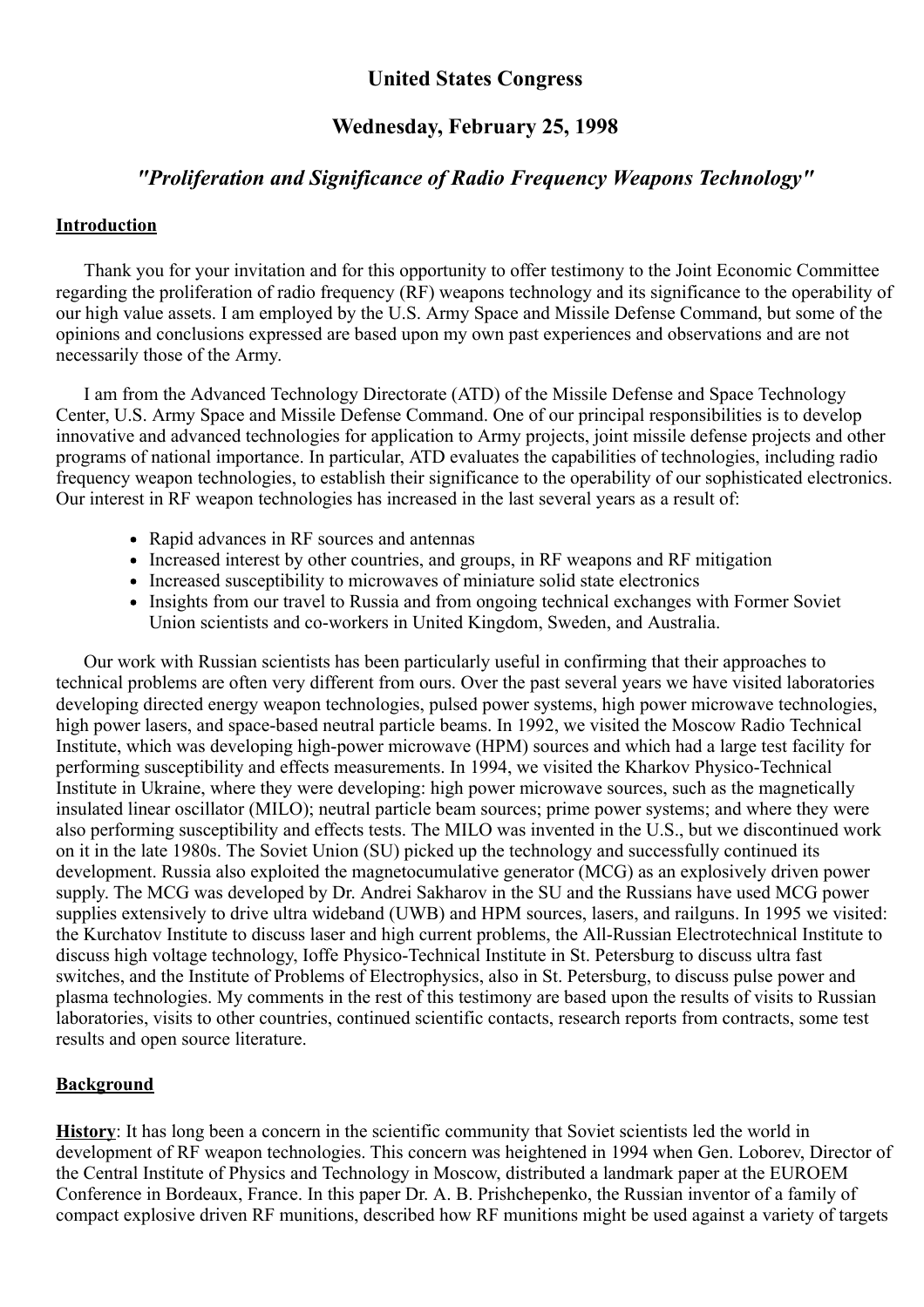# United States Congress

## Wednesday, February 25, 1998

## *"Proliferation and Significance of Radio Frequency Weapons Technology"*

**Introduction**

Thank you for your invitation and for this opportunity to offer testimony to the Joint Economic Committee regarding the proliferation of radio frequency (RF) weapons technology and its significance to the operability of our high value assets. I am employed by the U.S. Army Space and Missile Defense Command, but some of the opinions and conclusions expressed are based upon my own past experiences and observations and are not necessarily those of the Army.

I am from the Advanced Technology Directorate (ATD) of the Missile Defense and Space Technology Center, U.S. Army Space and Missile Defense Command. One of our principal responsibilities is to develop innovative and advanced technologies for application to Army projects, joint missile defense projects and other programs of national importance. In particular, ATD evaluates the capabilities of technologies, including radio frequency weapon technologies, to establish their significance to the operability of our sophisticated electronics. Our interest in RF weapon technologies has increased in the last several years as a result of:

- Rapid advances in RF sources and antennas
- Increased interest by other countries, and groups, in RF weapons and RF mitigation
- Increased susceptibility to microwaves of miniature solid state electronics
- Insights from our travel to Russia and from ongoing technical exchanges with Former Soviet Union scientists and co-workers in United Kingdom, Sweden, and Australia.

Our work with Russian scientists has been particularly useful in confirming that their approaches to technical problems are often very different from ours. Over the past several years we have visited laboratories developing directed energy weapon technologies, pulsed power systems, high power microwave technologies, high power lasers, and space-based neutral particle beams. In 1992, we visited the Moscow Radio Technical Institute, which was developing high-power microwave (HPM) sources and which had a large test facility for performing susceptibility and effects measurements. In 1994, we visited the Kharkov Physico-Technical Institute in Ukraine, where they were developing: high power microwave sources, such as the magnetically insulated linear oscillator (MILO); neutral particle beam sources; prime power systems; and where they were also performing susceptibility and effects tests. The MILO was invented in the U.S., but we discontinued work on it in the late 1980s. The Soviet Union (SU) picked up the technology and successfully continued its development. Russia also exploited the magnetocumulative generator (MCG) as an explosively driven power supply. The MCG was developed by Dr. Andrei Sakharov in the SU and the Russians have used MCG power supplies extensively to drive ultra wideband (UWB) and HPM sources, lasers, and railguns. In 1995 we visited: the Kurchatov Institute to discuss laser and high current problems, the All-Russian Electrotechnical Institute to discuss high voltage technology, Ioffe Physico-Technical Institute in St. Petersburg to discuss ultra fast switches, and the Institute of Problems of Electrophysics, also in St. Petersburg, to discuss pulse power and plasma technologies. My comments in the rest of this testimony are based upon the results of visits to Russian laboratories, visits to other countries, continued scientific contacts, research reports from contracts, some test results and open source literature.

**Background**

**History**: It has long been a concern in the scientific community that Soviet scientists led the world in development of RF weapon technologies. This concern was heightened in 1994 when Gen. Loborev, Director of the Central Institute of Physics and Technology in Moscow, distributed a landmark paper at the EUROEM Conference in Bordeaux, France. In this paper Dr. A. B. Prishchepenko, the Russian inventor of a family of compact explosive driven RF munitions, described how RF munitions might be used against a variety of targets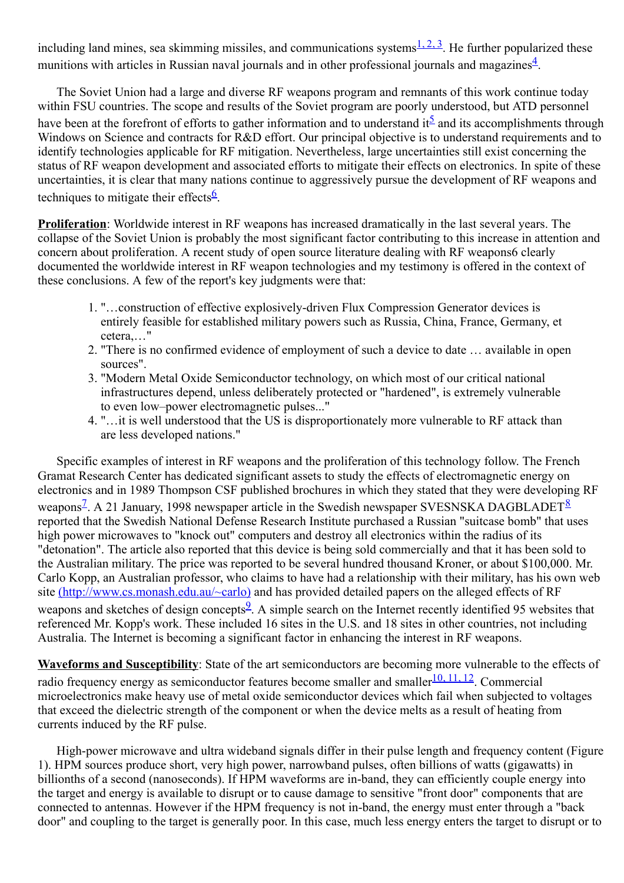including land mines, sea skimming missiles, and communications systems[1, 2, 3]. He further popularized these munitions with articles in Russian naval journals and in other professional journals and magazines[4].

The Soviet Union had a large and diverse RF weapons program and remnants of this work continue today within FSU countries. The scope and results of the Soviet program are poorly understood, but ATD personnel have been at the forefront of efforts to gather information and to understand it[5] and its accomplishments through Windows on Science and contracts for R&D effort. Our principal objective is to understand requirements and to identify technologies applicable for RF mitigation. Nevertheless, large uncertainties still exist concerning the status of RF weapon development and associated efforts to mitigate their effects on electronics. In spite of these uncertainties, it is clear that many nations continue to aggressively pursue the development of RF weapons and techniques to mitigate their effects[6].

**Proliferation**: Worldwide interest in RF weapons has increased dramatically in the last several years. The collapse of the Soviet Union is probably the most significant factor contributing to this increase in attention and concern about proliferation. A recent study of open source literature dealing with RF weapons6 clearly documented the worldwide interest in RF weapon technologies and my testimony is offered in the context of these conclusions. A few of the report's key judgments were that:

1. "…construction of effective explosively-driven Flux Compression Generator devices is entirely feasible for established military powers such as Russia, China, France, Germany, et cetera,…"
2. "There is no confirmed evidence of employment of such a device to date … available in open sources".
3. "Modern Metal Oxide Semiconductor technology, on which most of our critical national infrastructures depend, unless deliberately protected or "hardened", is extremely vulnerable to even low–power electromagnetic pulses..."
4. "…it is well understood that the US is disproportionately more vulnerable to RF attack than are less developed nations."

Specific examples of interest in RF weapons and the proliferation of this technology follow. The French Gramat Research Center has dedicated significant assets to study the effects of electromagnetic energy on electronics and in 1989 Thompson CSF published brochures in which they stated that they were developing RF weapons[7]. A 21 January, 1998 newspaper article in the Swedish newspaper SVESNSKA DAGBLADET[8] reported that the Swedish National Defense Research Institute purchased a Russian "suitcase bomb" that uses high power microwaves to "knock out" computers and destroy all electronics within the radius of its "detonation". The article also reported that this device is being sold commercially and that it has been sold to the Australian military. The price was reported to be several hundred thousand Kroner, or about $100,000. Mr. Carlo Kopp, an Australian professor, who claims to have had a relationship with their military, has his own web site (http://www.cs.monash.edu.au/~carlo) and has provided detailed papers on the alleged effects of RF weapons and sketches of design concepts[9]. A simple search on the Internet recently identified 95 websites that referenced Mr. Kopp's work. These included 16 sites in the U.S. and 18 sites in other countries, not including Australia. The Internet is becoming a significant factor in enhancing the interest in RF weapons.

**Waveforms and Susceptibility**: State of the art semiconductors are becoming more vulnerable to the effects of radio frequency energy as semiconductor features become smaller and smaller[10, 11, 12]. Commercial microelectronics make heavy use of metal oxide semiconductor devices which fail when subjected to voltages that exceed the dielectric strength of the component or when the device melts as a result of heating from currents induced by the RF pulse.

High-power microwave and ultra wideband signals differ in their pulse length and frequency content (Figure 1). HPM sources produce short, very high power, narrowband pulses, often billions of watts (gigawatts) in billionths of a second (nanoseconds). If HPM waveforms are in-band, they can efficiently couple energy into the target and energy is available to disrupt or to cause damage to sensitive "front door" components that are connected to antennas. However if the HPM frequency is not in-band, the energy must enter through a "back door" and coupling to the target is generally poor. In this case, much less energy enters the target to disrupt or to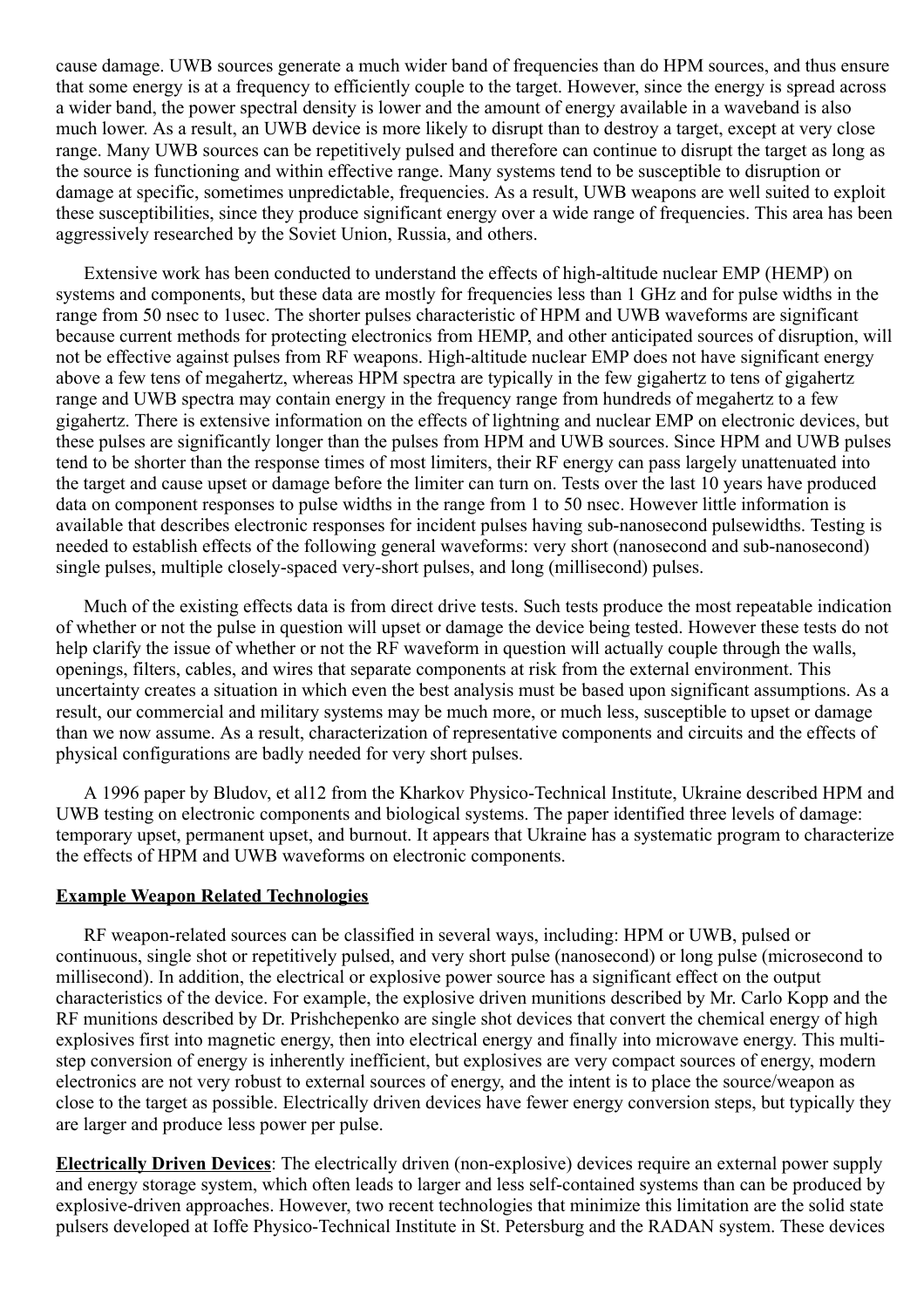cause damage. UWB sources generate a much wider band of frequencies than do HPM sources, and thus ensure that some energy is at a frequency to efficiently couple to the target. However, since the energy is spread across a wider band, the power spectral density is lower and the amount of energy available in a waveband is also much lower. As a result, an UWB device is more likely to disrupt than to destroy a target, except at very close range. Many UWB sources can be repetitively pulsed and therefore can continue to disrupt the target as long as the source is functioning and within effective range. Many systems tend to be susceptible to disruption or damage at specific, sometimes unpredictable, frequencies. As a result, UWB weapons are well suited to exploit these susceptibilities, since they produce significant energy over a wide range of frequencies. This area has been aggressively researched by the Soviet Union, Russia, and others.

Extensive work has been conducted to understand the effects of high-altitude nuclear EMP (HEMP) on systems and components, but these data are mostly for frequencies less than 1 GHz and for pulse widths in the range from 50 nsec to 1usec. The shorter pulses characteristic of HPM and UWB waveforms are significant because current methods for protecting electronics from HEMP, and other anticipated sources of disruption, will not be effective against pulses from RF weapons. High-altitude nuclear EMP does not have significant energy above a few tens of megahertz, whereas HPM spectra are typically in the few gigahertz to tens of gigahertz range and UWB spectra may contain energy in the frequency range from hundreds of megahertz to a few gigahertz. There is extensive information on the effects of lightning and nuclear EMP on electronic devices, but these pulses are significantly longer than the pulses from HPM and UWB sources. Since HPM and UWB pulses tend to be shorter than the response times of most limiters, their RF energy can pass largely unattenuated into the target and cause upset or damage before the limiter can turn on. Tests over the last 10 years have produced data on component responses to pulse widths in the range from 1 to 50 nsec. However little information is available that describes electronic responses for incident pulses having sub-nanosecond pulsewidths. Testing is needed to establish effects of the following general waveforms: very short (nanosecond and sub-nanosecond) single pulses, multiple closely-spaced very-short pulses, and long (millisecond) pulses.

Much of the existing effects data is from direct drive tests. Such tests produce the most repeatable indication of whether or not the pulse in question will upset or damage the device being tested. However these tests do not help clarify the issue of whether or not the RF waveform in question will actually couple through the walls, openings, filters, cables, and wires that separate components at risk from the external environment. This uncertainty creates a situation in which even the best analysis must be based upon significant assumptions. As a result, our commercial and military systems may be much more, or much less, susceptible to upset or damage than we now assume. As a result, characterization of representative components and circuits and the effects of physical configurations are badly needed for very short pulses.

A 1996 paper by Bludov, et al[12] from the Kharkov Physico-Technical Institute, Ukraine described HPM and UWB testing on electronic components and biological systems. The paper identified three levels of damage: temporary upset, permanent upset, and burnout. It appears that Ukraine has a systematic program to characterize the effects of HPM and UWB waveforms on electronic components.

## Example Weapon Related Technologies

RF weapon-related sources can be classified in several ways, including: HPM or UWB, pulsed or continuous, single shot or repetitively pulsed, and very short pulse (nanosecond) or long pulse (microsecond to millisecond). In addition, the electrical or explosive power source has a significant effect on the output characteristics of the device. For example, the explosive driven munitions described by Mr. Carlo Kopp and the RF munitions described by Dr. Prishchepenko are single shot devices that convert the chemical energy of high explosives first into magnetic energy, then into electrical energy and finally into microwave energy. This multi-step conversion of energy is inherently inefficient, but explosives are very compact sources of energy, modern electronics are not very robust to external sources of energy, and the intent is to place the source/weapon as close to the target as possible. Electrically driven devices have fewer energy conversion steps, but typically they are larger and produce less power per pulse.

**Electrically Driven Devices**: The electrically driven (non-explosive) devices require an external power supply and energy storage system, which often leads to larger and less self-contained systems than can be produced by explosive-driven approaches. However, two recent technologies that minimize this limitation are the solid state pulsers developed at Ioffe Physico-Technical Institute in St. Petersburg and the RADAN system. These devices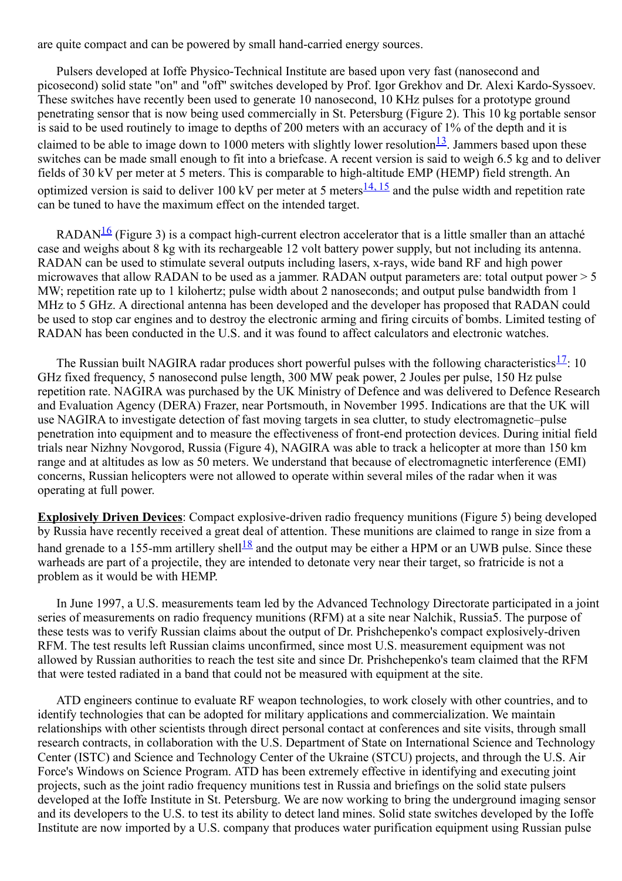are quite compact and can be powered by small hand-carried energy sources.

Pulsers developed at Ioffe Physico-Technical Institute are based upon very fast (nanosecond and picosecond) solid state "on" and "off" switches developed by Prof. Igor Grekhov and Dr. Alexi Kardo-Syssoev. These switches have recently been used to generate 10 nanosecond, 10 KHz pulses for a prototype ground penetrating sensor that is now being used commercially in St. Petersburg (Figure 2). This 10 kg portable sensor is said to be used routinely to image to depths of 200 meters with an accuracy of 1% of the depth and it is claimed to be able to image down to 1000 meters with slightly lower resolution[13]. Jammers based upon these switches can be made small enough to fit into a briefcase. A recent version is said to weigh 6.5 kg and to deliver fields of 30 kV per meter at 5 meters. This is comparable to high-altitude EMP (HEMP) field strength. An optimized version is said to deliver 100 kV per meter at 5 meters[14, 15] and the pulse width and repetition rate can be tuned to have the maximum effect on the intended target.

RADAN[16] (Figure 3) is a compact high-current electron accelerator that is a little smaller than an attaché case and weighs about 8 kg with its rechargeable 12 volt battery power supply, but not including its antenna. RADAN can be used to stimulate several outputs including lasers, x-rays, wide band RF and high power microwaves that allow RADAN to be used as a jammer. RADAN output parameters are: total output power > 5 MW; repetition rate up to 1 kilohertz; pulse width about 2 nanoseconds; and output pulse bandwidth from 1 MHz to 5 GHz. A directional antenna has been developed and the developer has proposed that RADAN could be used to stop car engines and to destroy the electronic arming and firing circuits of bombs. Limited testing of RADAN has been conducted in the U.S. and it was found to affect calculators and electronic watches.

The Russian built NAGIRA radar produces short powerful pulses with the following characteristics[17]: 10 GHz fixed frequency, 5 nanosecond pulse length, 300 MW peak power, 2 Joules per pulse, 150 Hz pulse repetition rate. NAGIRA was purchased by the UK Ministry of Defence and was delivered to Defence Research and Evaluation Agency (DERA) Frazer, near Portsmouth, in November 1995. Indications are that the UK will use NAGIRA to investigate detection of fast moving targets in sea clutter, to study electromagnetic–pulse penetration into equipment and to measure the effectiveness of front-end protection devices. During initial field trials near Nizhny Novgorod, Russia (Figure 4), NAGIRA was able to track a helicopter at more than 150 km range and at altitudes as low as 50 meters. We understand that because of electromagnetic interference (EMI) concerns, Russian helicopters were not allowed to operate within several miles of the radar when it was operating at full power.

**Explosively Driven Devices**: Compact explosive-driven radio frequency munitions (Figure 5) being developed by Russia have recently received a great deal of attention. These munitions are claimed to range in size from a hand grenade to a 155-mm artillery shell[18] and the output may be either a HPM or an UWB pulse. Since these warheads are part of a projectile, they are intended to detonate very near their target, so fratricide is not a problem as it would be with HEMP.

In June 1997, a U.S. measurements team led by the Advanced Technology Directorate participated in a joint series of measurements on radio frequency munitions (RFM) at a site near Nalchik, Russia5. The purpose of these tests was to verify Russian claims about the output of Dr. Prishchepenko's compact explosively-driven RFM. The test results left Russian claims unconfirmed, since most U.S. measurement equipment was not allowed by Russian authorities to reach the test site and since Dr. Prishchepenko's team claimed that the RFM that were tested radiated in a band that could not be measured with equipment at the site.

ATD engineers continue to evaluate RF weapon technologies, to work closely with other countries, and to identify technologies that can be adopted for military applications and commercialization. We maintain relationships with other scientists through direct personal contact at conferences and site visits, through small research contracts, in collaboration with the U.S. Department of State on International Science and Technology Center (ISTC) and Science and Technology Center of the Ukraine (STCU) projects, and through the U.S. Air Force's Windows on Science Program. ATD has been extremely effective in identifying and executing joint projects, such as the joint radio frequency munitions test in Russia and briefings on the solid state pulsers developed at the Ioffe Institute in St. Petersburg. We are now working to bring the underground imaging sensor and its developers to the U.S. to test its ability to detect land mines. Solid state switches developed by the Ioffe Institute are now imported by a U.S. company that produces water purification equipment using Russian pulse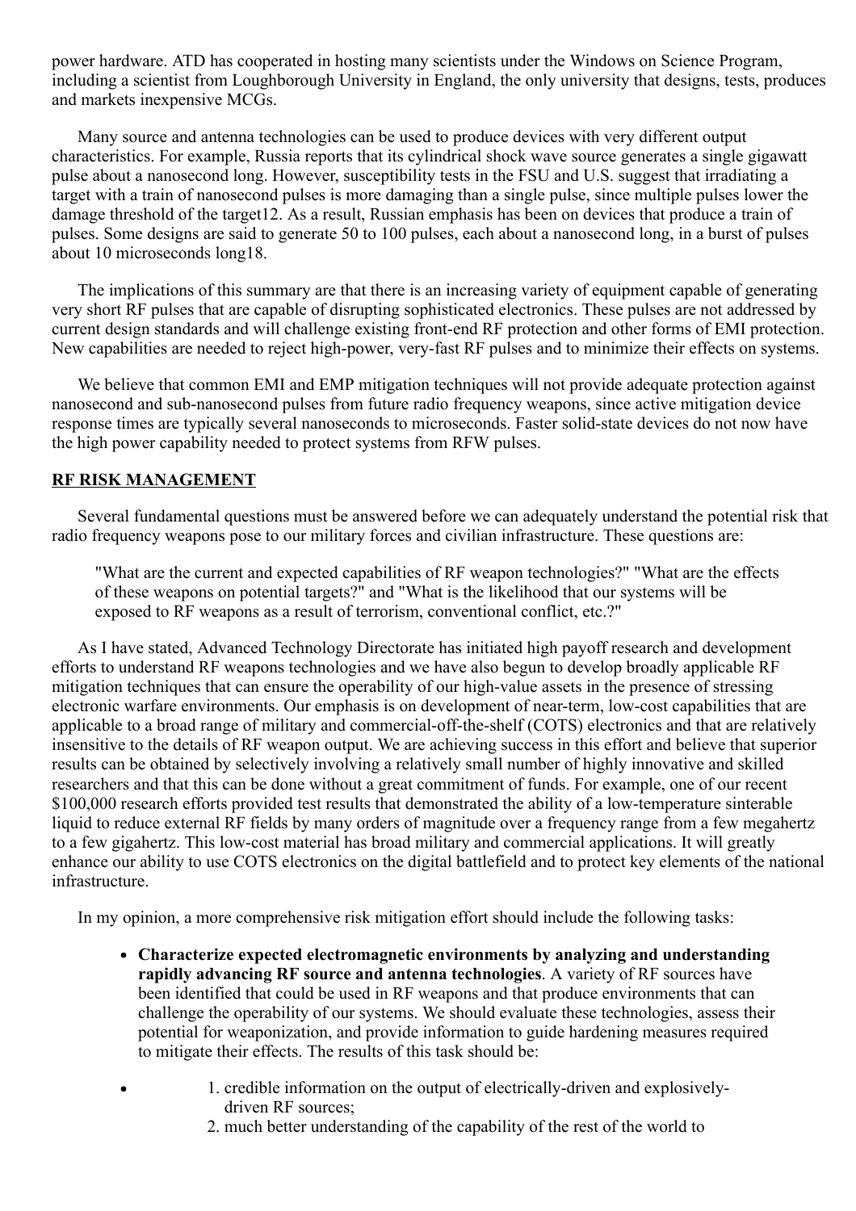power hardware. ATD has cooperated in hosting many scientists under the Windows on Science Program, including a scientist from Loughborough University in England, the only university that designs, tests, produces and markets inexpensive MCGs.

Many source and antenna technologies can be used to produce devices with very different output characteristics. For example, Russia reports that its cylindrical shock wave source generates a single gigawatt pulse about a nanosecond long. However, susceptibility tests in the FSU and U.S. suggest that irradiating a target with a train of nanosecond pulses is more damaging than a single pulse, since multiple pulses lower the damage threshold of the target12. As a result, Russian emphasis has been on devices that produce a train of pulses. Some designs are said to generate 50 to 100 pulses, each about a nanosecond long, in a burst of pulses about 10 microseconds long18.

The implications of this summary are that there is an increasing variety of equipment capable of generating very short RF pulses that are capable of disrupting sophisticated electronics. These pulses are not addressed by current design standards and will challenge existing front-end RF protection and other forms of EMI protection. New capabilities are needed to reject high-power, very-fast RF pulses and to minimize their effects on systems.

We believe that common EMI and EMP mitigation techniques will not provide adequate protection against nanosecond and sub-nanosecond pulses from future radio frequency weapons, since active mitigation device response times are typically several nanoseconds to microseconds. Faster solid-state devices do not now have the high power capability needed to protect systems from RFW pulses.

## RF RISK MANAGEMENT

Several fundamental questions must be answered before we can adequately understand the potential risk that radio frequency weapons pose to our military forces and civilian infrastructure. These questions are:

> "What are the current and expected capabilities of RF weapon technologies?" "What are the effects of these weapons on potential targets?" and "What is the likelihood that our systems will be exposed to RF weapons as a result of terrorism, conventional conflict, etc.?"

As I have stated, Advanced Technology Directorate has initiated high payoff research and development efforts to understand RF weapons technologies and we have also begun to develop broadly applicable RF mitigation techniques that can ensure the operability of our high-value assets in the presence of stressing electronic warfare environments. Our emphasis is on development of near-term, low-cost capabilities that are applicable to a broad range of military and commercial-off-the-shelf (COTS) electronics and that are relatively insensitive to the details of RF weapon output. We are achieving success in this effort and believe that superior results can be obtained by selectively involving a relatively small number of highly innovative and skilled researchers and that this can be done without a great commitment of funds. For example, one of our recent $100,000 research efforts provided test results that demonstrated the ability of a low-temperature sinterable liquid to reduce external RF fields by many orders of magnitude over a frequency range from a few megahertz to a few gigahertz. This low-cost material has broad military and commercial applications. It will greatly enhance our ability to use COTS electronics on the digital battlefield and to protect key elements of the national infrastructure.

In my opinion, a more comprehensive risk mitigation effort should include the following tasks:

- **Characterize expected electromagnetic environments by analyzing and understanding rapidly advancing RF source and antenna technologies**. A variety of RF sources have been identified that could be used in RF weapons and that produce environments that can challenge the operability of our systems. We should evaluate these technologies, assess their potential for weaponization, and provide information to guide hardening measures required to mitigate their effects. The results of this task should be:
  1. credible information on the output of electrically-driven and explosively-driven RF sources;
  2. much better understanding of the capability of the rest of the world to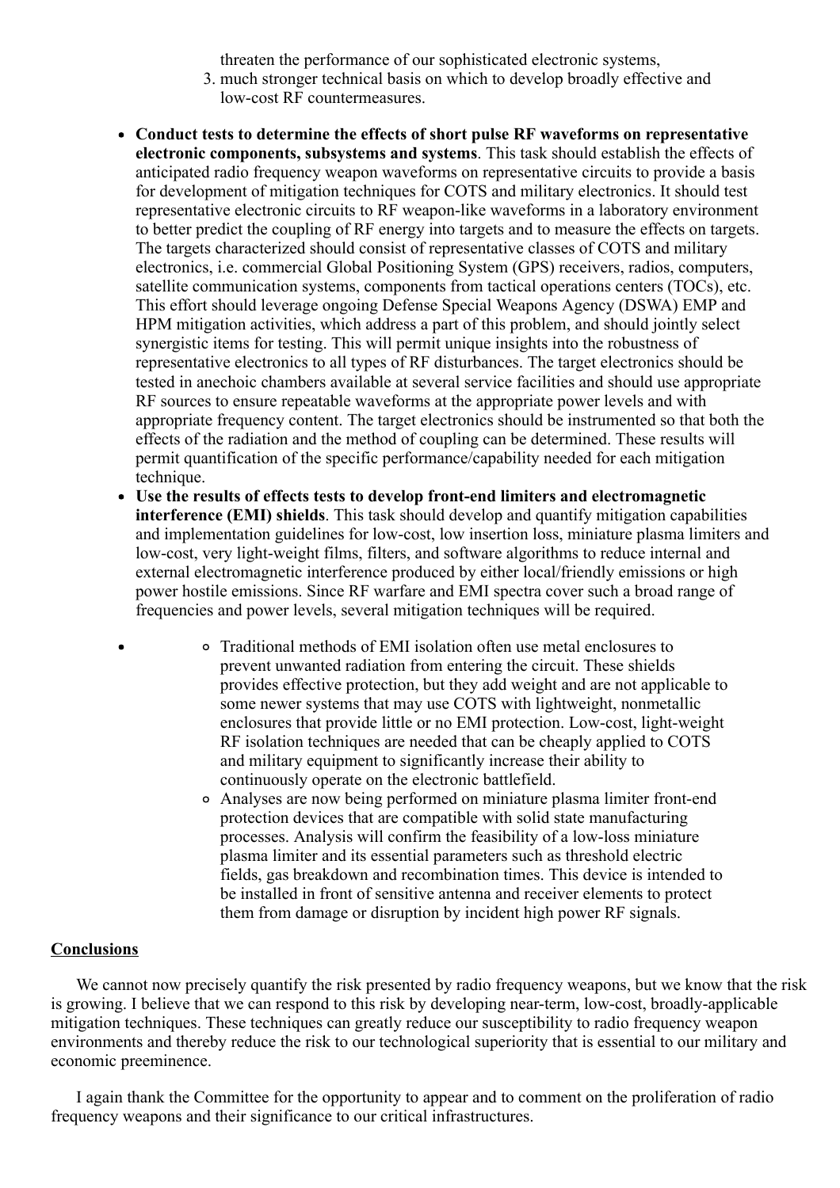threaten the performance of our sophisticated electronic systems,
3. much stronger technical basis on which to develop broadly effective and low-cost RF countermeasures.

- **Conduct tests to determine the effects of short pulse RF waveforms on representative electronic components, subsystems and systems**. This task should establish the effects of anticipated radio frequency weapon waveforms on representative circuits to provide a basis for development of mitigation techniques for COTS and military electronics. It should test representative electronic circuits to RF weapon-like waveforms in a laboratory environment to better predict the coupling of RF energy into targets and to measure the effects on targets. The targets characterized should consist of representative classes of COTS and military electronics, i.e. commercial Global Positioning System (GPS) receivers, radios, computers, satellite communication systems, components from tactical operations centers (TOCs), etc. This effort should leverage ongoing Defense Special Weapons Agency (DSWA) EMP and HPM mitigation activities, which address a part of this problem, and should jointly select synergistic items for testing. This will permit unique insights into the robustness of representative electronics to all types of RF disturbances. The target electronics should be tested in anechoic chambers available at several service facilities and should use appropriate RF sources to ensure repeatable waveforms at the appropriate power levels and with appropriate frequency content. The target electronics should be instrumented so that both the effects of the radiation and the method of coupling can be determined. These results will permit quantification of the specific performance/capability needed for each mitigation technique.
- **Use the results of effects tests to develop front-end limiters and electromagnetic interference (EMI) shields**. This task should develop and quantify mitigation capabilities and implementation guidelines for low-cost, low insertion loss, miniature plasma limiters and low-cost, very light-weight films, filters, and software algorithms to reduce internal and external electromagnetic interference produced by either local/friendly emissions or high power hostile emissions. Since RF warfare and EMI spectra cover such a broad range of frequencies and power levels, several mitigation techniques will be required.
-
    - Traditional methods of EMI isolation often use metal enclosures to prevent unwanted radiation from entering the circuit. These shields provides effective protection, but they add weight and are not applicable to some newer systems that may use COTS with lightweight, nonmetallic enclosures that provide little or no EMI protection. Low-cost, light-weight RF isolation techniques are needed that can be cheaply applied to COTS and military equipment to significantly increase their ability to continuously operate on the electronic battlefield.
    - Analyses are now being performed on miniature plasma limiter front-end protection devices that are compatible with solid state manufacturing processes. Analysis will confirm the feasibility of a low-loss miniature plasma limiter and its essential parameters such as threshold electric fields, gas breakdown and recombination times. This device is intended to be installed in front of sensitive antenna and receiver elements to protect them from damage or disruption by incident high power RF signals.

## Conclusions

We cannot now precisely quantify the risk presented by radio frequency weapons, but we know that the risk is growing. I believe that we can respond to this risk by developing near-term, low-cost, broadly-applicable mitigation techniques. These techniques can greatly reduce our susceptibility to radio frequency weapon environments and thereby reduce the risk to our technological superiority that is essential to our military and economic preeminence.

I again thank the Committee for the opportunity to appear and to comment on the proliferation of radio frequency weapons and their significance to our critical infrastructures.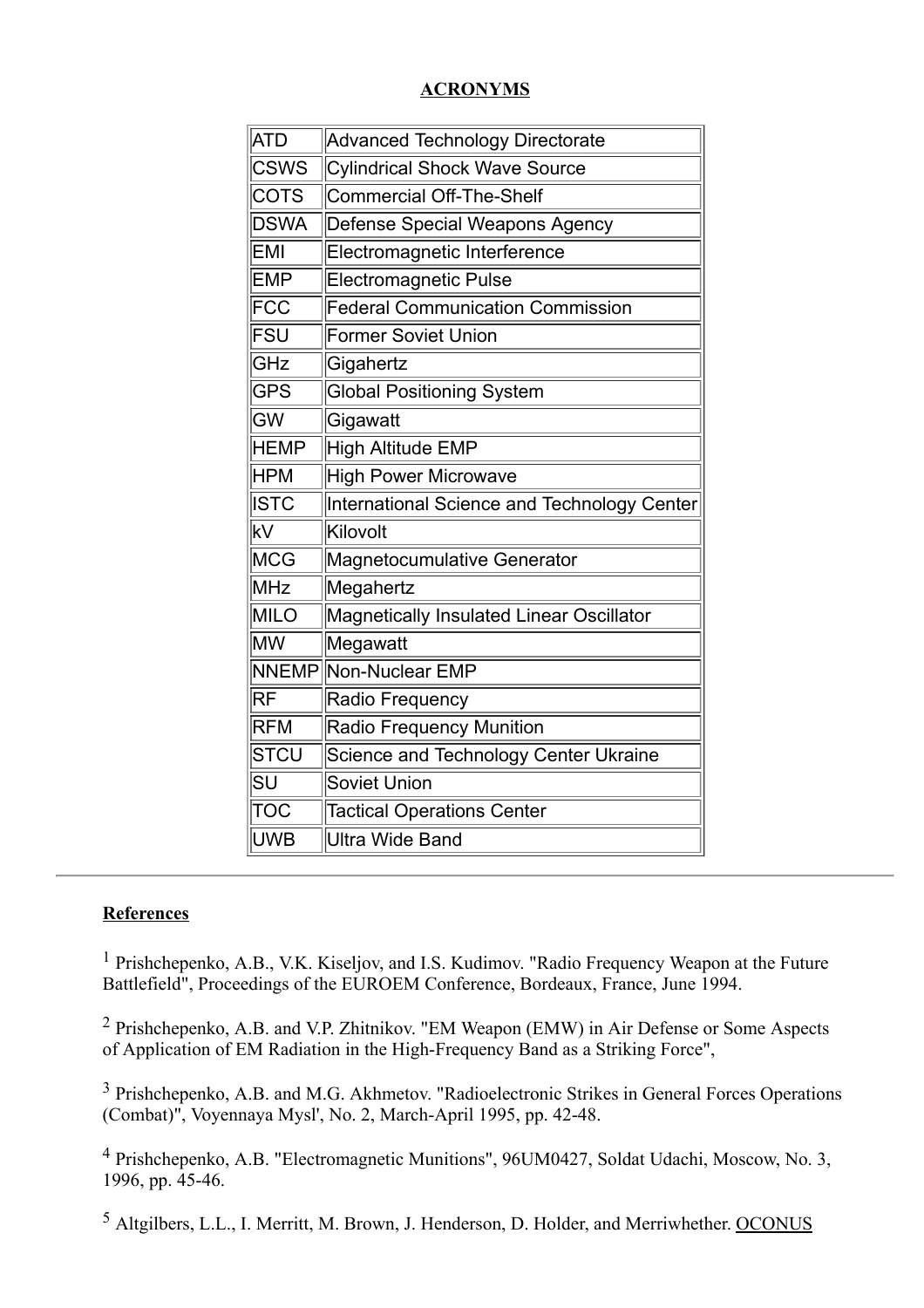**ACRONYMS**

| | |
|---|---|
| ATD | Advanced Technology Directorate |
| CSWS | Cylindrical Shock Wave Source |
| COTS | Commercial Off-The-Shelf |
| DSWA | Defense Special Weapons Agency |
| EMI | Electromagnetic Interference |
| EMP | Electromagnetic Pulse |
| FCC | Federal Communication Commission |
| FSU | Former Soviet Union |
| GHz | Gigahertz |
| GPS | Global Positioning System |
| GW | Gigawatt |
| HEMP | High Altitude EMP |
| HPM | High Power Microwave |
| ISTC | International Science and Technology Center |
| kV | Kilovolt |
| MCG | Magnetocumulative Generator |
| MHz | Megahertz |
| MILO | Magnetically Insulated Linear Oscillator |
| MW | Megawatt |
| NNEMP | Non-Nuclear EMP |
| RF | Radio Frequency |
| RFM | Radio Frequency Munition |
| STCU | Science and Technology Center Ukraine |
| SU | Soviet Union |
| TOC | Tactical Operations Center |
| UWB | Ultra Wide Band |

---

**References**

[1] Prishchepenko, A.B., V.K. Kiseljov, and I.S. Kudimov. "Radio Frequency Weapon at the Future Battlefield", Proceedings of the EUROEM Conference, Bordeaux, France, June 1994.

[2] Prishchepenko, A.B. and V.P. Zhitnikov. "EM Weapon (EMW) in Air Defense or Some Aspects of Application of EM Radiation in the High-Frequency Band as a Striking Force",

[3] Prishchepenko, A.B. and M.G. Akhmetov. "Radioelectronic Strikes in General Forces Operations (Combat)", Voyennaya Mysl', No. 2, March-April 1995, pp. 42-48.

[4] Prishchepenko, A.B. "Electromagnetic Munitions", 96UM0427, Soldat Udachi, Moscow, No. 3, 1996, pp. 45-46.

[5] Altgilbers, L.L., I. Merritt, M. Brown, J. Henderson, D. Holder, and Merriwhether. OCONUS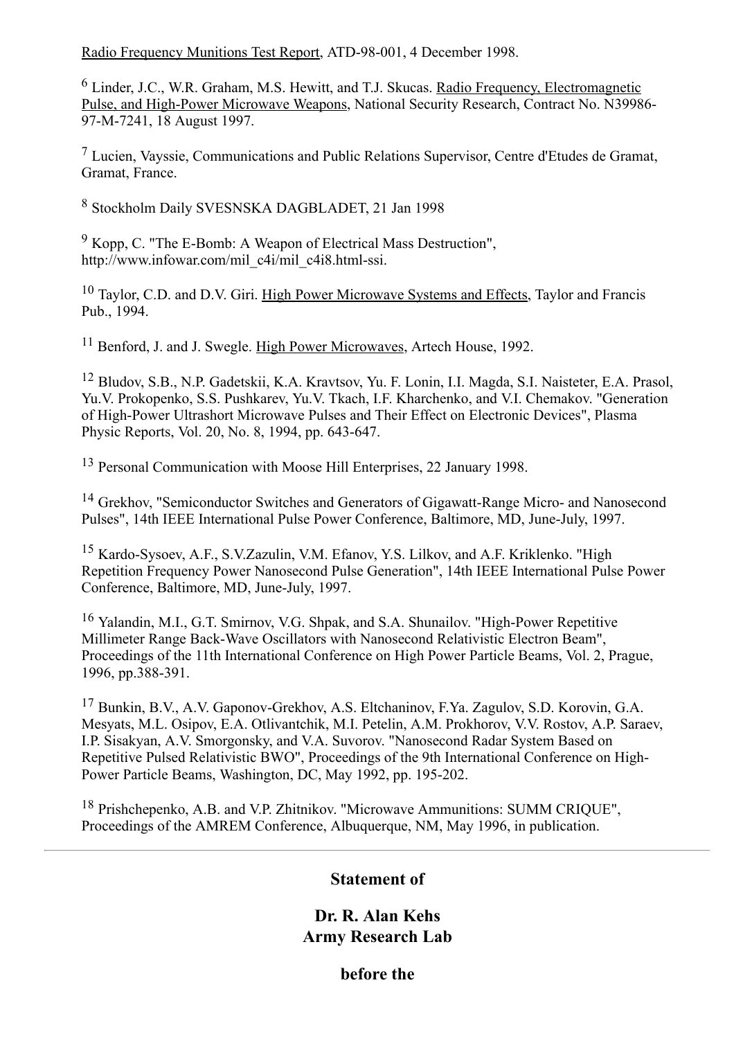Radio Frequency Munitions Test Report, ATD-98-001, 4 December 1998.

[6] Linder, J.C., W.R. Graham, M.S. Hewitt, and T.J. Skucas. Radio Frequency, Electromagnetic Pulse, and High-Power Microwave Weapons, National Security Research, Contract No. N39986-97-M-7241, 18 August 1997.

[7] Lucien, Vayssie, Communications and Public Relations Supervisor, Centre d'Etudes de Gramat, Gramat, France.

[8] Stockholm Daily SVESNSKA DAGBLADET, 21 Jan 1998

[9] Kopp, C. "The E-Bomb: A Weapon of Electrical Mass Destruction", http://www.infowar.com/mil_c4i/mil_c4i8.html-ssi.

[10] Taylor, C.D. and D.V. Giri. High Power Microwave Systems and Effects, Taylor and Francis Pub., 1994.

[11] Benford, J. and J. Swegle. High Power Microwaves, Artech House, 1992.

[12] Bludov, S.B., N.P. Gadetskii, K.A. Kravtsov, Yu. F. Lonin, I.I. Magda, S.I. Naisteter, E.A. Prasol, Yu.V. Prokopenko, S.S. Pushkarev, Yu.V. Tkach, I.F. Kharchenko, and V.I. Chemakov. "Generation of High-Power Ultrashort Microwave Pulses and Their Effect on Electronic Devices", Plasma Physic Reports, Vol. 20, No. 8, 1994, pp. 643-647.

[13] Personal Communication with Moose Hill Enterprises, 22 January 1998.

[14] Grekhov, "Semiconductor Switches and Generators of Gigawatt-Range Micro- and Nanosecond Pulses", 14th IEEE International Pulse Power Conference, Baltimore, MD, June-July, 1997.

[15] Kardo-Sysoev, A.F., S.V.Zazulin, V.M. Efanov, Y.S. Lilkov, and A.F. Kriklenko. "High Repetition Frequency Power Nanosecond Pulse Generation", 14th IEEE International Pulse Power Conference, Baltimore, MD, June-July, 1997.

[16] Yalandin, M.I., G.T. Smirnov, V.G. Shpak, and S.A. Shunailov. "High-Power Repetitive Millimeter Range Back-Wave Oscillators with Nanosecond Relativistic Electron Beam", Proceedings of the 11th International Conference on High Power Particle Beams, Vol. 2, Prague, 1996, pp.388-391.

[17] Bunkin, B.V., A.V. Gaponov-Grekhov, A.S. Eltchaninov, F.Ya. Zagulov, S.D. Korovin, G.A. Mesyats, M.L. Osipov, E.A. Otlivantchik, M.I. Petelin, A.M. Prokhorov, V.V. Rostov, A.P. Saraev, I.P. Sisakyan, A.V. Smorgonsky, and V.A. Suvorov. "Nanosecond Radar System Based on Repetitive Pulsed Relativistic BWO", Proceedings of the 9th International Conference on High-Power Particle Beams, Washington, DC, May 1992, pp. 195-202.

[18] Prishchepenko, A.B. and V.P. Zhitnikov. "Microwave Ammunitions: SUMM CRIQUE", Proceedings of the AMREM Conference, Albuquerque, NM, May 1996, in publication.

---

**Statement of**

**Dr. R. Alan Kehs**
**Army Research Lab**

**before the**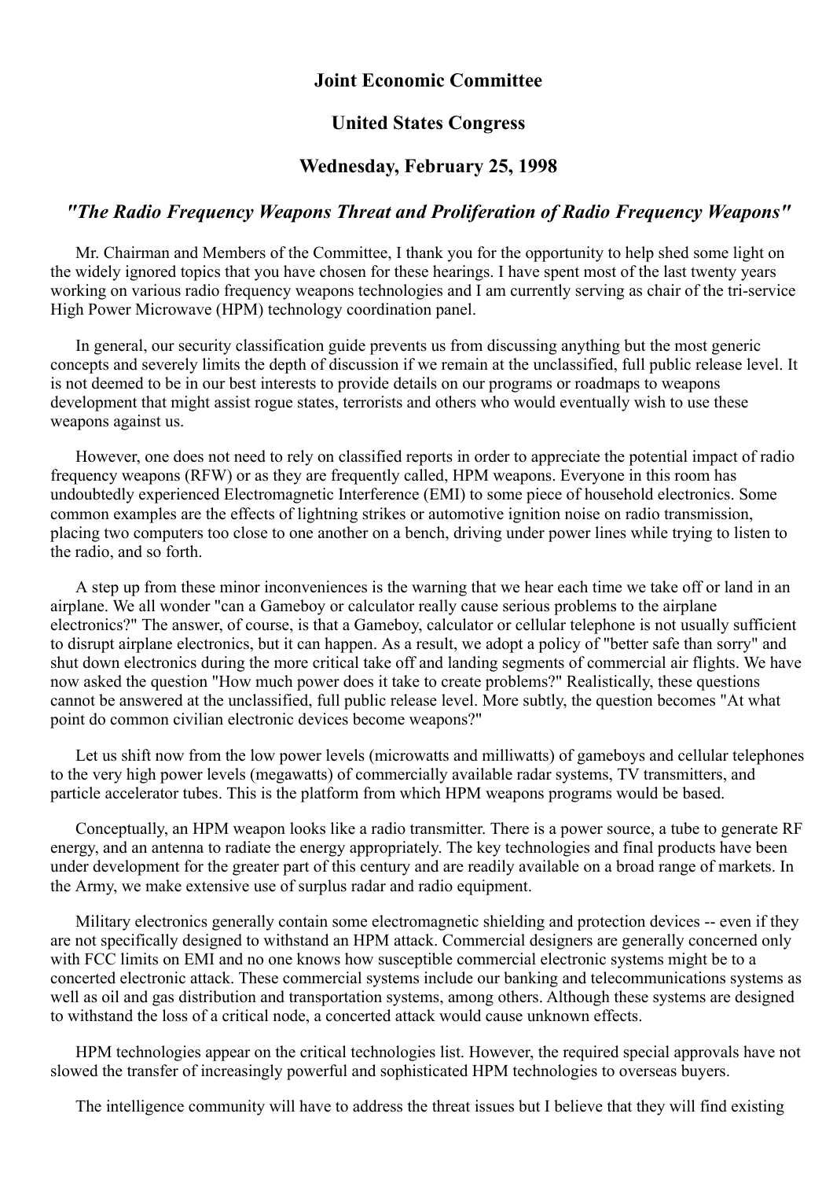## Joint Economic Committee

## United States Congress

## Wednesday, February 25, 1998

### *"The Radio Frequency Weapons Threat and Proliferation of Radio Frequency Weapons"*

Mr. Chairman and Members of the Committee, I thank you for the opportunity to help shed some light on the widely ignored topics that you have chosen for these hearings. I have spent most of the last twenty years working on various radio frequency weapons technologies and I am currently serving as chair of the tri-service High Power Microwave (HPM) technology coordination panel.

In general, our security classification guide prevents us from discussing anything but the most generic concepts and severely limits the depth of discussion if we remain at the unclassified, full public release level. It is not deemed to be in our best interests to provide details on our programs or roadmaps to weapons development that might assist rogue states, terrorists and others who would eventually wish to use these weapons against us.

However, one does not need to rely on classified reports in order to appreciate the potential impact of radio frequency weapons (RFW) or as they are frequently called, HPM weapons. Everyone in this room has undoubtedly experienced Electromagnetic Interference (EMI) to some piece of household electronics. Some common examples are the effects of lightning strikes or automotive ignition noise on radio transmission, placing two computers too close to one another on a bench, driving under power lines while trying to listen to the radio, and so forth.

A step up from these minor inconveniences is the warning that we hear each time we take off or land in an airplane. We all wonder "can a Gameboy or calculator really cause serious problems to the airplane electronics?" The answer, of course, is that a Gameboy, calculator or cellular telephone is not usually sufficient to disrupt airplane electronics, but it can happen. As a result, we adopt a policy of "better safe than sorry" and shut down electronics during the more critical take off and landing segments of commercial air flights. We have now asked the question "How much power does it take to create problems?" Realistically, these questions cannot be answered at the unclassified, full public release level. More subtly, the question becomes "At what point do common civilian electronic devices become weapons?"

Let us shift now from the low power levels (microwatts and milliwatts) of gameboys and cellular telephones to the very high power levels (megawatts) of commercially available radar systems, TV transmitters, and particle accelerator tubes. This is the platform from which HPM weapons programs would be based.

Conceptually, an HPM weapon looks like a radio transmitter. There is a power source, a tube to generate RF energy, and an antenna to radiate the energy appropriately. The key technologies and final products have been under development for the greater part of this century and are readily available on a broad range of markets. In the Army, we make extensive use of surplus radar and radio equipment.

Military electronics generally contain some electromagnetic shielding and protection devices -- even if they are not specifically designed to withstand an HPM attack. Commercial designers are generally concerned only with FCC limits on EMI and no one knows how susceptible commercial electronic systems might be to a concerted electronic attack. These commercial systems include our banking and telecommunications systems as well as oil and gas distribution and transportation systems, among others. Although these systems are designed to withstand the loss of a critical node, a concerted attack would cause unknown effects.

HPM technologies appear on the critical technologies list. However, the required special approvals have not slowed the transfer of increasingly powerful and sophisticated HPM technologies to overseas buyers.

The intelligence community will have to address the threat issues but I believe that they will find existing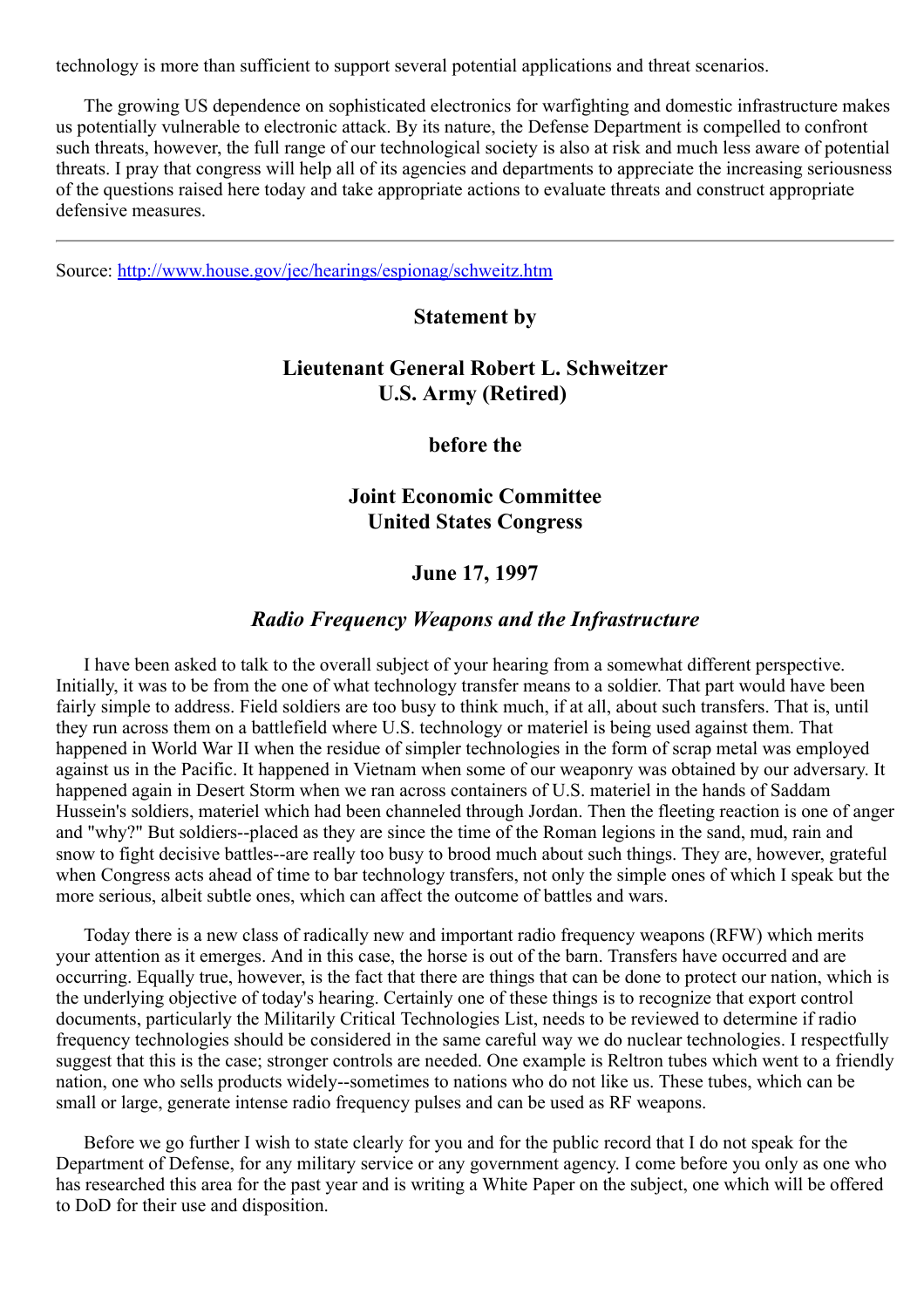technology is more than sufficient to support several potential applications and threat scenarios.

The growing US dependence on sophisticated electronics for warfighting and domestic infrastructure makes us potentially vulnerable to electronic attack. By its nature, the Defense Department is compelled to confront such threats, however, the full range of our technological society is also at risk and much less aware of potential threats. I pray that congress will help all of its agencies and departments to appreciate the increasing seriousness of the questions raised here today and take appropriate actions to evaluate threats and construct appropriate defensive measures.

---

Source: [http://www.house.gov/jec/hearings/espionag/schweitz.htm](http://www.house.gov/jec/hearings/espionag/schweitz.htm)

### Statement by

### Lieutenant General Robert L. Schweitzer
### U.S. Army (Retired)

### before the

### Joint Economic Committee
### United States Congress

### June 17, 1997

### *Radio Frequency Weapons and the Infrastructure*

I have been asked to talk to the overall subject of your hearing from a somewhat different perspective. Initially, it was to be from the one of what technology transfer means to a soldier. That part would have been fairly simple to address. Field soldiers are too busy to think much, if at all, about such transfers. That is, until they run across them on a battlefield where U.S. technology or materiel is being used against them. That happened in World War II when the residue of simpler technologies in the form of scrap metal was employed against us in the Pacific. It happened in Vietnam when some of our weaponry was obtained by our adversary. It happened again in Desert Storm when we ran across containers of U.S. materiel in the hands of Saddam Hussein's soldiers, materiel which had been channeled through Jordan. Then the fleeting reaction is one of anger and "why?" But soldiers--placed as they are since the time of the Roman legions in the sand, mud, rain and snow to fight decisive battles--are really too busy to brood much about such things. They are, however, grateful when Congress acts ahead of time to bar technology transfers, not only the simple ones of which I speak but the more serious, albeit subtle ones, which can affect the outcome of battles and wars.

Today there is a new class of radically new and important radio frequency weapons (RFW) which merits your attention as it emerges. And in this case, the horse is out of the barn. Transfers have occurred and are occurring. Equally true, however, is the fact that there are things that can be done to protect our nation, which is the underlying objective of today's hearing. Certainly one of these things is to recognize that export control documents, particularly the Militarily Critical Technologies List, needs to be reviewed to determine if radio frequency technologies should be considered in the same careful way we do nuclear technologies. I respectfully suggest that this is the case; stronger controls are needed. One example is Reltron tubes which went to a friendly nation, one who sells products widely--sometimes to nations who do not like us. These tubes, which can be small or large, generate intense radio frequency pulses and can be used as RF weapons.

Before we go further I wish to state clearly for you and for the public record that I do not speak for the Department of Defense, for any military service or any government agency. I come before you only as one who has researched this area for the past year and is writing a White Paper on the subject, one which will be offered to DoD for their use and disposition.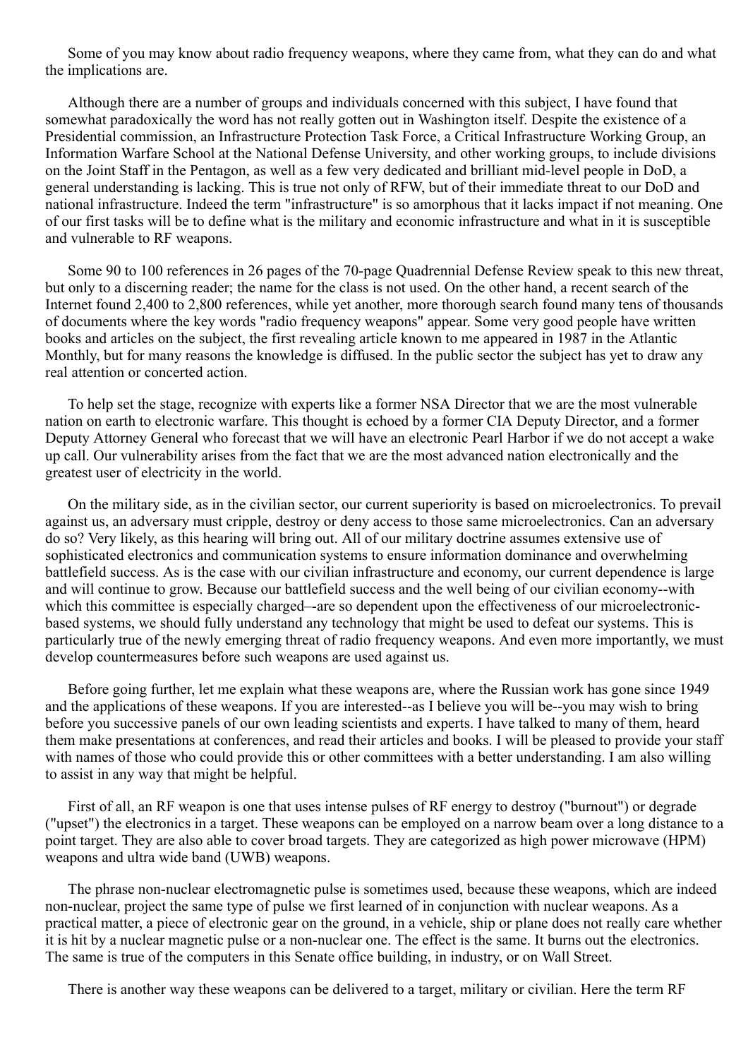Some of you may know about radio frequency weapons, where they came from, what they can do and what the implications are.

Although there are a number of groups and individuals concerned with this subject, I have found that somewhat paradoxically the word has not really gotten out in Washington itself. Despite the existence of a Presidential commission, an Infrastructure Protection Task Force, a Critical Infrastructure Working Group, an Information Warfare School at the National Defense University, and other working groups, to include divisions on the Joint Staff in the Pentagon, as well as a few very dedicated and brilliant mid-level people in DoD, a general understanding is lacking. This is true not only of RFW, but of their immediate threat to our DoD and national infrastructure. Indeed the term "infrastructure" is so amorphous that it lacks impact if not meaning. One of our first tasks will be to define what is the military and economic infrastructure and what in it is susceptible and vulnerable to RF weapons.

Some 90 to 100 references in 26 pages of the 70-page Quadrennial Defense Review speak to this new threat, but only to a discerning reader; the name for the class is not used. On the other hand, a recent search of the Internet found 2,400 to 2,800 references, while yet another, more thorough search found many tens of thousands of documents where the key words "radio frequency weapons" appear. Some very good people have written books and articles on the subject, the first revealing article known to me appeared in 1987 in the Atlantic Monthly, but for many reasons the knowledge is diffused. In the public sector the subject has yet to draw any real attention or concerted action.

To help set the stage, recognize with experts like a former NSA Director that we are the most vulnerable nation on earth to electronic warfare. This thought is echoed by a former CIA Deputy Director, and a former Deputy Attorney General who forecast that we will have an electronic Pearl Harbor if we do not accept a wake up call. Our vulnerability arises from the fact that we are the most advanced nation electronically and the greatest user of electricity in the world.

On the military side, as in the civilian sector, our current superiority is based on microelectronics. To prevail against us, an adversary must cripple, destroy or deny access to those same microelectronics. Can an adversary do so? Very likely, as this hearing will bring out. All of our military doctrine assumes extensive use of sophisticated electronics and communication systems to ensure information dominance and overwhelming battlefield success. As is the case with our civilian infrastructure and economy, our current dependence is large and will continue to grow. Because our battlefield success and the well being of our civilian economy--with which this committee is especially charged–-are so dependent upon the effectiveness of our microelectronic-based systems, we should fully understand any technology that might be used to defeat our systems. This is particularly true of the newly emerging threat of radio frequency weapons. And even more importantly, we must develop countermeasures before such weapons are used against us.

Before going further, let me explain what these weapons are, where the Russian work has gone since 1949 and the applications of these weapons. If you are interested--as I believe you will be--you may wish to bring before you successive panels of our own leading scientists and experts. I have talked to many of them, heard them make presentations at conferences, and read their articles and books. I will be pleased to provide your staff with names of those who could provide this or other committees with a better understanding. I am also willing to assist in any way that might be helpful.

First of all, an RF weapon is one that uses intense pulses of RF energy to destroy ("burnout") or degrade ("upset") the electronics in a target. These weapons can be employed on a narrow beam over a long distance to a point target. They are also able to cover broad targets. They are categorized as high power microwave (HPM) weapons and ultra wide band (UWB) weapons.

The phrase non-nuclear electromagnetic pulse is sometimes used, because these weapons, which are indeed non-nuclear, project the same type of pulse we first learned of in conjunction with nuclear weapons. As a practical matter, a piece of electronic gear on the ground, in a vehicle, ship or plane does not really care whether it is hit by a nuclear magnetic pulse or a non-nuclear one. The effect is the same. It burns out the electronics. The same is true of the computers in this Senate office building, in industry, or on Wall Street.

There is another way these weapons can be delivered to a target, military or civilian. Here the term RF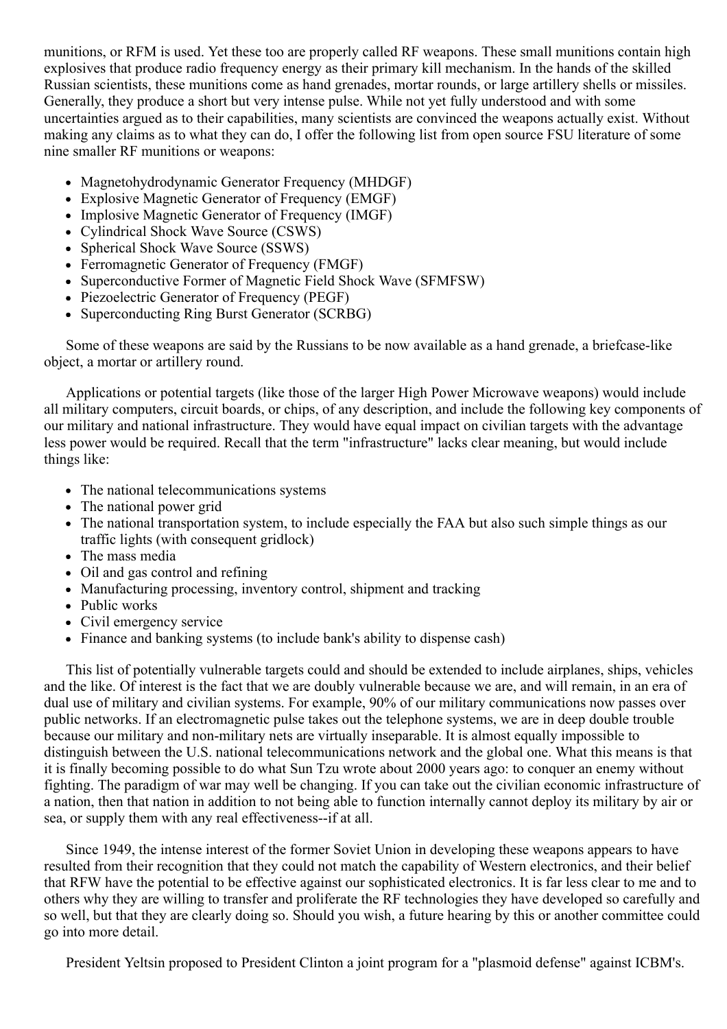munitions, or RFM is used. Yet these too are properly called RF weapons. These small munitions contain high explosives that produce radio frequency energy as their primary kill mechanism. In the hands of the skilled Russian scientists, these munitions come as hand grenades, mortar rounds, or large artillery shells or missiles. Generally, they produce a short but very intense pulse. While not yet fully understood and with some uncertainties argued as to their capabilities, many scientists are convinced the weapons actually exist. Without making any claims as to what they can do, I offer the following list from open source FSU literature of some nine smaller RF munitions or weapons:

- Magnetohydrodynamic Generator Frequency (MHDGF)
- Explosive Magnetic Generator of Frequency (EMGF)
- Implosive Magnetic Generator of Frequency (IMGF)
- Cylindrical Shock Wave Source (CSWS)
- Spherical Shock Wave Source (SSWS)
- Ferromagnetic Generator of Frequency (FMGF)
- Superconductive Former of Magnetic Field Shock Wave (SFMFSW)
- Piezoelectric Generator of Frequency (PEGF)
- Superconducting Ring Burst Generator (SCRBG)

Some of these weapons are said by the Russians to be now available as a hand grenade, a briefcase-like object, a mortar or artillery round.

Applications or potential targets (like those of the larger High Power Microwave weapons) would include all military computers, circuit boards, or chips, of any description, and include the following key components of our military and national infrastructure. They would have equal impact on civilian targets with the advantage less power would be required. Recall that the term "infrastructure" lacks clear meaning, but would include things like:

- The national telecommunications systems
- The national power grid
- The national transportation system, to include especially the FAA but also such simple things as our traffic lights (with consequent gridlock)
- The mass media
- Oil and gas control and refining
- Manufacturing processing, inventory control, shipment and tracking
- Public works
- Civil emergency service
- Finance and banking systems (to include bank's ability to dispense cash)

This list of potentially vulnerable targets could and should be extended to include airplanes, ships, vehicles and the like. Of interest is the fact that we are doubly vulnerable because we are, and will remain, in an era of dual use of military and civilian systems. For example, 90% of our military communications now passes over public networks. If an electromagnetic pulse takes out the telephone systems, we are in deep double trouble because our military and non-military nets are virtually inseparable. It is almost equally impossible to distinguish between the U.S. national telecommunications network and the global one. What this means is that it is finally becoming possible to do what Sun Tzu wrote about 2000 years ago: to conquer an enemy without fighting. The paradigm of war may well be changing. If you can take out the civilian economic infrastructure of a nation, then that nation in addition to not being able to function internally cannot deploy its military by air or sea, or supply them with any real effectiveness--if at all.

Since 1949, the intense interest of the former Soviet Union in developing these weapons appears to have resulted from their recognition that they could not match the capability of Western electronics, and their belief that RFW have the potential to be effective against our sophisticated electronics. It is far less clear to me and to others why they are willing to transfer and proliferate the RF technologies they have developed so carefully and so well, but that they are clearly doing so. Should you wish, a future hearing by this or another committee could go into more detail.

President Yeltsin proposed to President Clinton a joint program for a "plasmoid defense" against ICBM's.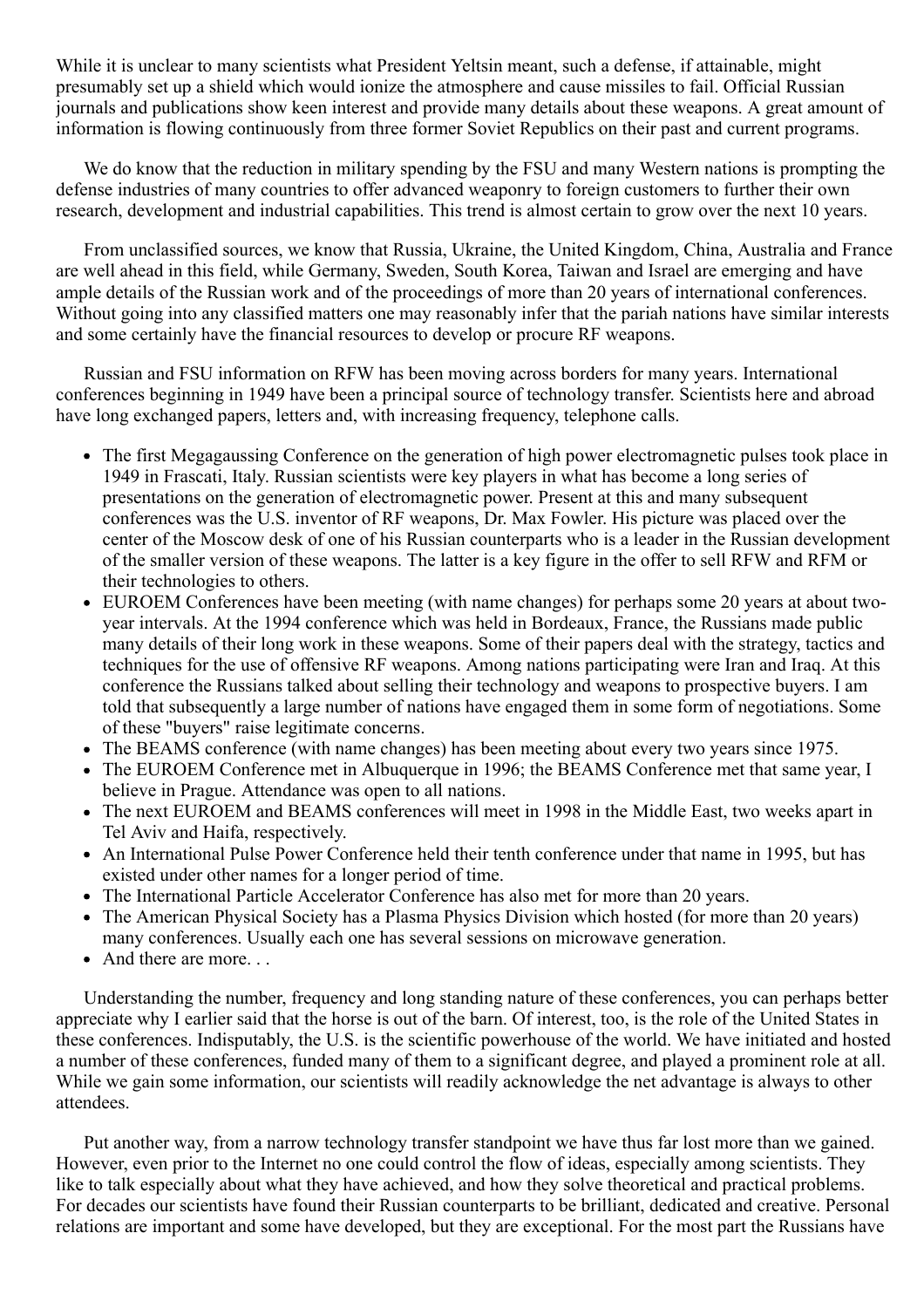While it is unclear to many scientists what President Yeltsin meant, such a defense, if attainable, might presumably set up a shield which would ionize the atmosphere and cause missiles to fail. Official Russian journals and publications show keen interest and provide many details about these weapons. A great amount of information is flowing continuously from three former Soviet Republics on their past and current programs.

We do know that the reduction in military spending by the FSU and many Western nations is prompting the defense industries of many countries to offer advanced weaponry to foreign customers to further their own research, development and industrial capabilities. This trend is almost certain to grow over the next 10 years.

From unclassified sources, we know that Russia, Ukraine, the United Kingdom, China, Australia and France are well ahead in this field, while Germany, Sweden, South Korea, Taiwan and Israel are emerging and have ample details of the Russian work and of the proceedings of more than 20 years of international conferences. Without going into any classified matters one may reasonably infer that the pariah nations have similar interests and some certainly have the financial resources to develop or procure RF weapons.

Russian and FSU information on RFW has been moving across borders for many years. International conferences beginning in 1949 have been a principal source of technology transfer. Scientists here and abroad have long exchanged papers, letters and, with increasing frequency, telephone calls.

- The first Megagaussing Conference on the generation of high power electromagnetic pulses took place in 1949 in Frascati, Italy. Russian scientists were key players in what has become a long series of presentations on the generation of electromagnetic power. Present at this and many subsequent conferences was the U.S. inventor of RF weapons, Dr. Max Fowler. His picture was placed over the center of the Moscow desk of one of his Russian counterparts who is a leader in the Russian development of the smaller version of these weapons. The latter is a key figure in the offer to sell RFW and RFM or their technologies to others.
- EUROEM Conferences have been meeting (with name changes) for perhaps some 20 years at about two-year intervals. At the 1994 conference which was held in Bordeaux, France, the Russians made public many details of their long work in these weapons. Some of their papers deal with the strategy, tactics and techniques for the use of offensive RF weapons. Among nations participating were Iran and Iraq. At this conference the Russians talked about selling their technology and weapons to prospective buyers. I am told that subsequently a large number of nations have engaged them in some form of negotiations. Some of these "buyers" raise legitimate concerns.
- The BEAMS conference (with name changes) has been meeting about every two years since 1975.
- The EUROEM Conference met in Albuquerque in 1996; the BEAMS Conference met that same year, I believe in Prague. Attendance was open to all nations.
- The next EUROEM and BEAMS conferences will meet in 1998 in the Middle East, two weeks apart in Tel Aviv and Haifa, respectively.
- An International Pulse Power Conference held their tenth conference under that name in 1995, but has existed under other names for a longer period of time.
- The International Particle Accelerator Conference has also met for more than 20 years.
- The American Physical Society has a Plasma Physics Division which hosted (for more than 20 years) many conferences. Usually each one has several sessions on microwave generation.
- And there are more. . .

Understanding the number, frequency and long standing nature of these conferences, you can perhaps better appreciate why I earlier said that the horse is out of the barn. Of interest, too, is the role of the United States in these conferences. Indisputably, the U.S. is the scientific powerhouse of the world. We have initiated and hosted a number of these conferences, funded many of them to a significant degree, and played a prominent role at all. While we gain some information, our scientists will readily acknowledge the net advantage is always to other attendees.

Put another way, from a narrow technology transfer standpoint we have thus far lost more than we gained. However, even prior to the Internet no one could control the flow of ideas, especially among scientists. They like to talk especially about what they have achieved, and how they solve theoretical and practical problems. For decades our scientists have found their Russian counterparts to be brilliant, dedicated and creative. Personal relations are important and some have developed, but they are exceptional. For the most part the Russians have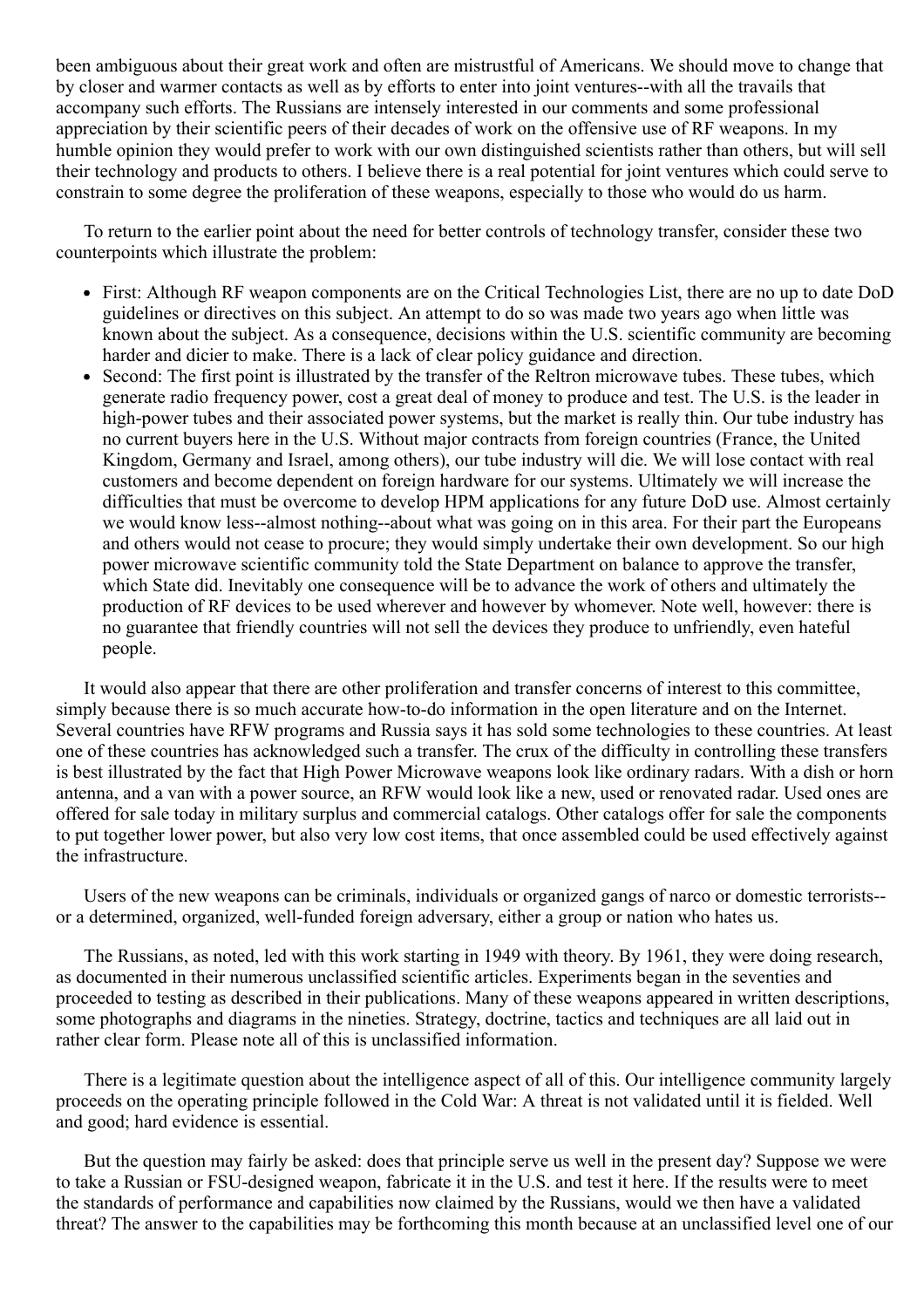been ambiguous about their great work and often are mistrustful of Americans. We should move to change that by closer and warmer contacts as well as by efforts to enter into joint ventures--with all the travails that accompany such efforts. The Russians are intensely interested in our comments and some professional appreciation by their scientific peers of their decades of work on the offensive use of RF weapons. In my humble opinion they would prefer to work with our own distinguished scientists rather than others, but will sell their technology and products to others. I believe there is a real potential for joint ventures which could serve to constrain to some degree the proliferation of these weapons, especially to those who would do us harm.

To return to the earlier point about the need for better controls of technology transfer, consider these two counterpoints which illustrate the problem:

- First: Although RF weapon components are on the Critical Technologies List, there are no up to date DoD guidelines or directives on this subject. An attempt to do so was made two years ago when little was known about the subject. As a consequence, decisions within the U.S. scientific community are becoming harder and dicier to make. There is a lack of clear policy guidance and direction.
- Second: The first point is illustrated by the transfer of the Reltron microwave tubes. These tubes, which generate radio frequency power, cost a great deal of money to produce and test. The U.S. is the leader in high-power tubes and their associated power systems, but the market is really thin. Our tube industry has no current buyers here in the U.S. Without major contracts from foreign countries (France, the United Kingdom, Germany and Israel, among others), our tube industry will die. We will lose contact with real customers and become dependent on foreign hardware for our systems. Ultimately we will increase the difficulties that must be overcome to develop HPM applications for any future DoD use. Almost certainly we would know less--almost nothing--about what was going on in this area. For their part the Europeans and others would not cease to procure; they would simply undertake their own development. So our high power microwave scientific community told the State Department on balance to approve the transfer, which State did. Inevitably one consequence will be to advance the work of others and ultimately the production of RF devices to be used wherever and however by whomever. Note well, however: there is no guarantee that friendly countries will not sell the devices they produce to unfriendly, even hateful people.

It would also appear that there are other proliferation and transfer concerns of interest to this committee, simply because there is so much accurate how-to-do information in the open literature and on the Internet. Several countries have RFW programs and Russia says it has sold some technologies to these countries. At least one of these countries has acknowledged such a transfer. The crux of the difficulty in controlling these transfers is best illustrated by the fact that High Power Microwave weapons look like ordinary radars. With a dish or horn antenna, and a van with a power source, an RFW would look like a new, used or renovated radar. Used ones are offered for sale today in military surplus and commercial catalogs. Other catalogs offer for sale the components to put together lower power, but also very low cost items, that once assembled could be used effectively against the infrastructure.

Users of the new weapons can be criminals, individuals or organized gangs of narco or domestic terrorists--or a determined, organized, well-funded foreign adversary, either a group or nation who hates us.

The Russians, as noted, led with this work starting in 1949 with theory. By 1961, they were doing research, as documented in their numerous unclassified scientific articles. Experiments began in the seventies and proceeded to testing as described in their publications. Many of these weapons appeared in written descriptions, some photographs and diagrams in the nineties. Strategy, doctrine, tactics and techniques are all laid out in rather clear form. Please note all of this is unclassified information.

There is a legitimate question about the intelligence aspect of all of this. Our intelligence community largely proceeds on the operating principle followed in the Cold War: A threat is not validated until it is fielded. Well and good; hard evidence is essential.

But the question may fairly be asked: does that principle serve us well in the present day? Suppose we were to take a Russian or FSU-designed weapon, fabricate it in the U.S. and test it here. If the results were to meet the standards of performance and capabilities now claimed by the Russians, would we then have a validated threat? The answer to the capabilities may be forthcoming this month because at an unclassified level one of our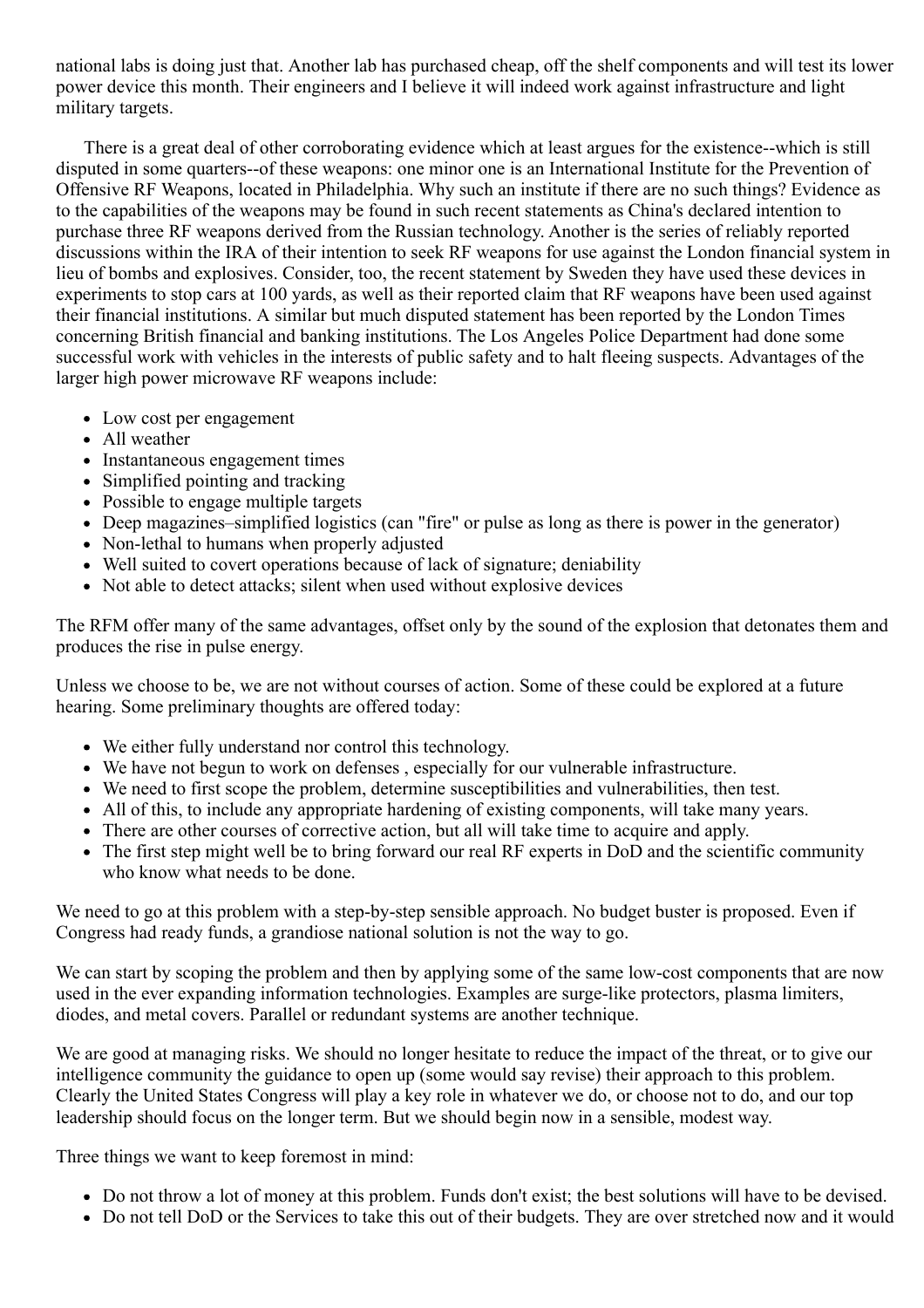national labs is doing just that. Another lab has purchased cheap, off the shelf components and will test its lower power device this month. Their engineers and I believe it will indeed work against infrastructure and light military targets.

There is a great deal of other corroborating evidence which at least argues for the existence--which is still disputed in some quarters--of these weapons: one minor one is an International Institute for the Prevention of Offensive RF Weapons, located in Philadelphia. Why such an institute if there are no such things? Evidence as to the capabilities of the weapons may be found in such recent statements as China's declared intention to purchase three RF weapons derived from the Russian technology. Another is the series of reliably reported discussions within the IRA of their intention to seek RF weapons for use against the London financial system in lieu of bombs and explosives. Consider, too, the recent statement by Sweden they have used these devices in experiments to stop cars at 100 yards, as well as their reported claim that RF weapons have been used against their financial institutions. A similar but much disputed statement has been reported by the London Times concerning British financial and banking institutions. The Los Angeles Police Department had done some successful work with vehicles in the interests of public safety and to halt fleeing suspects. Advantages of the larger high power microwave RF weapons include:

- Low cost per engagement
- All weather
- Instantaneous engagement times
- Simplified pointing and tracking
- Possible to engage multiple targets
- Deep magazines–simplified logistics (can "fire" or pulse as long as there is power in the generator)
- Non-lethal to humans when properly adjusted
- Well suited to covert operations because of lack of signature; deniability
- Not able to detect attacks; silent when used without explosive devices

The RFM offer many of the same advantages, offset only by the sound of the explosion that detonates them and produces the rise in pulse energy.

Unless we choose to be, we are not without courses of action. Some of these could be explored at a future hearing. Some preliminary thoughts are offered today:

- We either fully understand nor control this technology.
- We have not begun to work on defenses , especially for our vulnerable infrastructure.
- We need to first scope the problem, determine susceptibilities and vulnerabilities, then test.
- All of this, to include any appropriate hardening of existing components, will take many years.
- There are other courses of corrective action, but all will take time to acquire and apply.
- The first step might well be to bring forward our real RF experts in DoD and the scientific community who know what needs to be done.

We need to go at this problem with a step-by-step sensible approach. No budget buster is proposed. Even if Congress had ready funds, a grandiose national solution is not the way to go.

We can start by scoping the problem and then by applying some of the same low-cost components that are now used in the ever expanding information technologies. Examples are surge-like protectors, plasma limiters, diodes, and metal covers. Parallel or redundant systems are another technique.

We are good at managing risks. We should no longer hesitate to reduce the impact of the threat, or to give our intelligence community the guidance to open up (some would say revise) their approach to this problem. Clearly the United States Congress will play a key role in whatever we do, or choose not to do, and our top leadership should focus on the longer term. But we should begin now in a sensible, modest way.

Three things we want to keep foremost in mind:

- Do not throw a lot of money at this problem. Funds don't exist; the best solutions will have to be devised.
- Do not tell DoD or the Services to take this out of their budgets. They are over stretched now and it would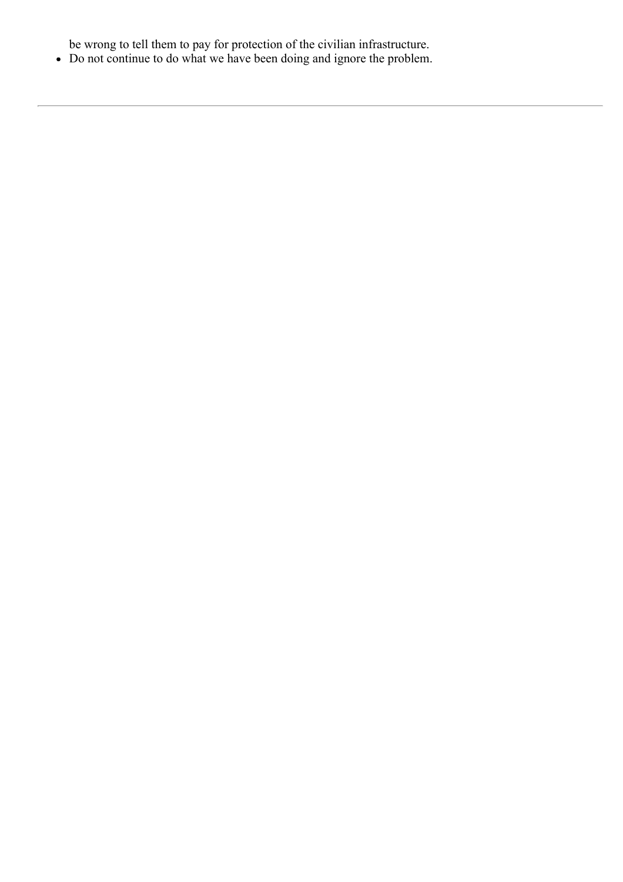be wrong to tell them to pay for protection of the civilian infrastructure.
- Do not continue to do what we have been doing and ignore the problem.

---